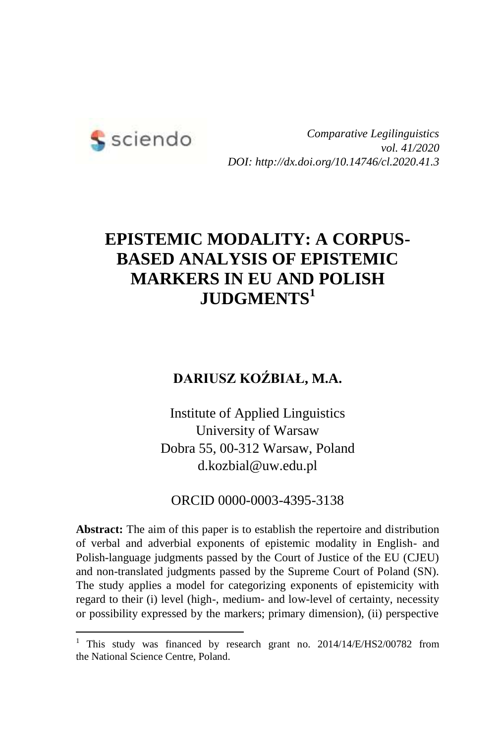*Comparative Legilinguistics*
*vol. 41/2020*
*DOI: http://dx.doi.org/10.14746/cl.2020.41.3*

# EPISTEMIC MODALITY: A CORPUS-BASED ANALYSIS OF EPISTEMIC MARKERS IN EU AND POLISH JUDGMENTS[1]

**DARIUSZ KOŹBIAŁ, M.A.**

Institute of Applied Linguistics
University of Warsaw
Dobra 55, 00-312 Warsaw, Poland
d.kozbial@uw.edu.pl

ORCID 0000-0003-4395-3138

**Abstract:** The aim of this paper is to establish the repertoire and distribution of verbal and adverbial exponents of epistemic modality in English- and Polish-language judgments passed by the Court of Justice of the EU (CJEU) and non-translated judgments passed by the Supreme Court of Poland (SN). The study applies a model for categorizing exponents of epistemicity with regard to their (i) level (high-, medium- and low-level of certainty, necessity or possibility expressed by the markers; primary dimension), (ii) perspective

[1] This study was financed by research grant no. 2014/14/E/HS2/00782 from the National Science Centre, Poland.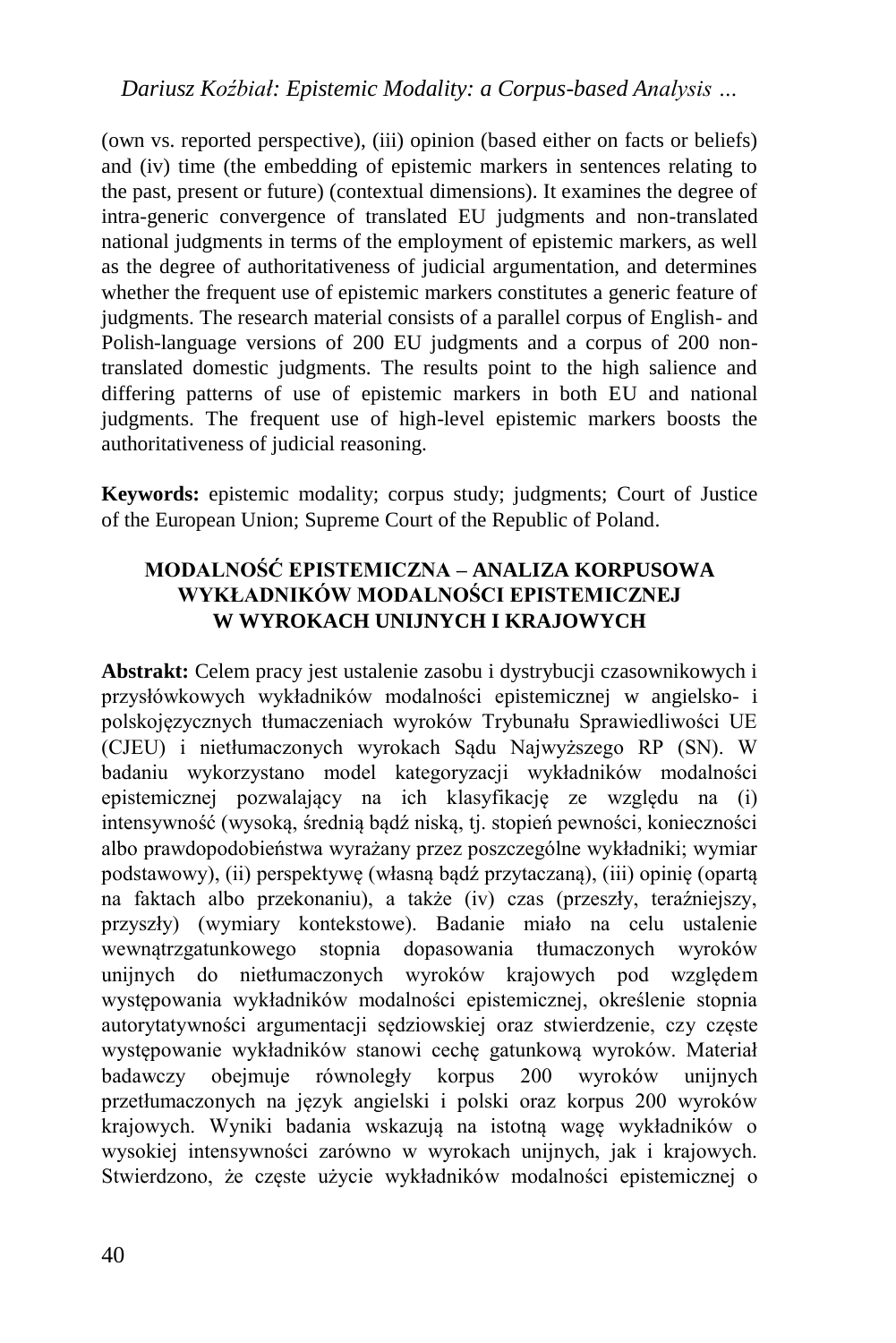(own vs. reported perspective), (iii) opinion (based either on facts or beliefs) and (iv) time (the embedding of epistemic markers in sentences relating to the past, present or future) (contextual dimensions). It examines the degree of intra-generic convergence of translated EU judgments and non-translated national judgments in terms of the employment of epistemic markers, as well as the degree of authoritativeness of judicial argumentation, and determines whether the frequent use of epistemic markers constitutes a generic feature of judgments. The research material consists of a parallel corpus of English- and Polish-language versions of 200 EU judgments and a corpus of 200 non-translated domestic judgments. The results point to the high salience and differing patterns of use of epistemic markers in both EU and national judgments. The frequent use of high-level epistemic markers boosts the authoritativeness of judicial reasoning.

**Keywords:** epistemic modality; corpus study; judgments; Court of Justice of the European Union; Supreme Court of the Republic of Poland.

## MODALNOŚĆ EPISTEMICZNA – ANALIZA KORPUSOWA WYKŁADNIKÓW MODALNOŚCI EPISTEMICZNEJ W WYROKACH UNIJNYCH I KRAJOWYCH

**Abstrakt:** Celem pracy jest ustalenie zasobu i dystrybucji czasownikowych i przysłówkowych wykładników modalności epistemicznej w angielsko- i polskojęzycznych tłumaczeniach wyroków Trybunału Sprawiedliwości UE (CJEU) i nietłumaczonych wyrokach Sądu Najwyższego RP (SN). W badaniu wykorzystano model kategoryzacji wykładników modalności epistemicznej pozwalający na ich klasyfikację ze względu na (i) intensywność (wysoką, średnią bądź niską, tj. stopień pewności, konieczności albo prawdopodobieństwa wyrażany przez poszczególne wykładniki; wymiar podstawowy), (ii) perspektywę (własną bądź przytaczaną), (iii) opinię (opartą na faktach albo przekonaniu), a także (iv) czas (przeszły, teraźniejszy, przyszły) (wymiary kontekstowe). Badanie miało na celu ustalenie wewnątrzgatunkowego stopnia dopasowania tłumaczonych wyroków unijnych do nietłumaczonych wyroków krajowych pod względem występowania wykładników modalności epistemicznej, określenie stopnia autorytatywności argumentacji sędziowskiej oraz stwierdzenie, czy częste występowanie wykładników stanowi cechę gatunkową wyroków. Materiał badawczy obejmuje równoległy korpus 200 wyroków unijnych przetłumaczonych na język angielski i polski oraz korpus 200 wyroków krajowych. Wyniki badania wskazują na istotną wagę wykładników o wysokiej intensywności zarówno w wyrokach unijnych, jak i krajowych. Stwierdzono, że częste użycie wykładników modalności epistemicznej o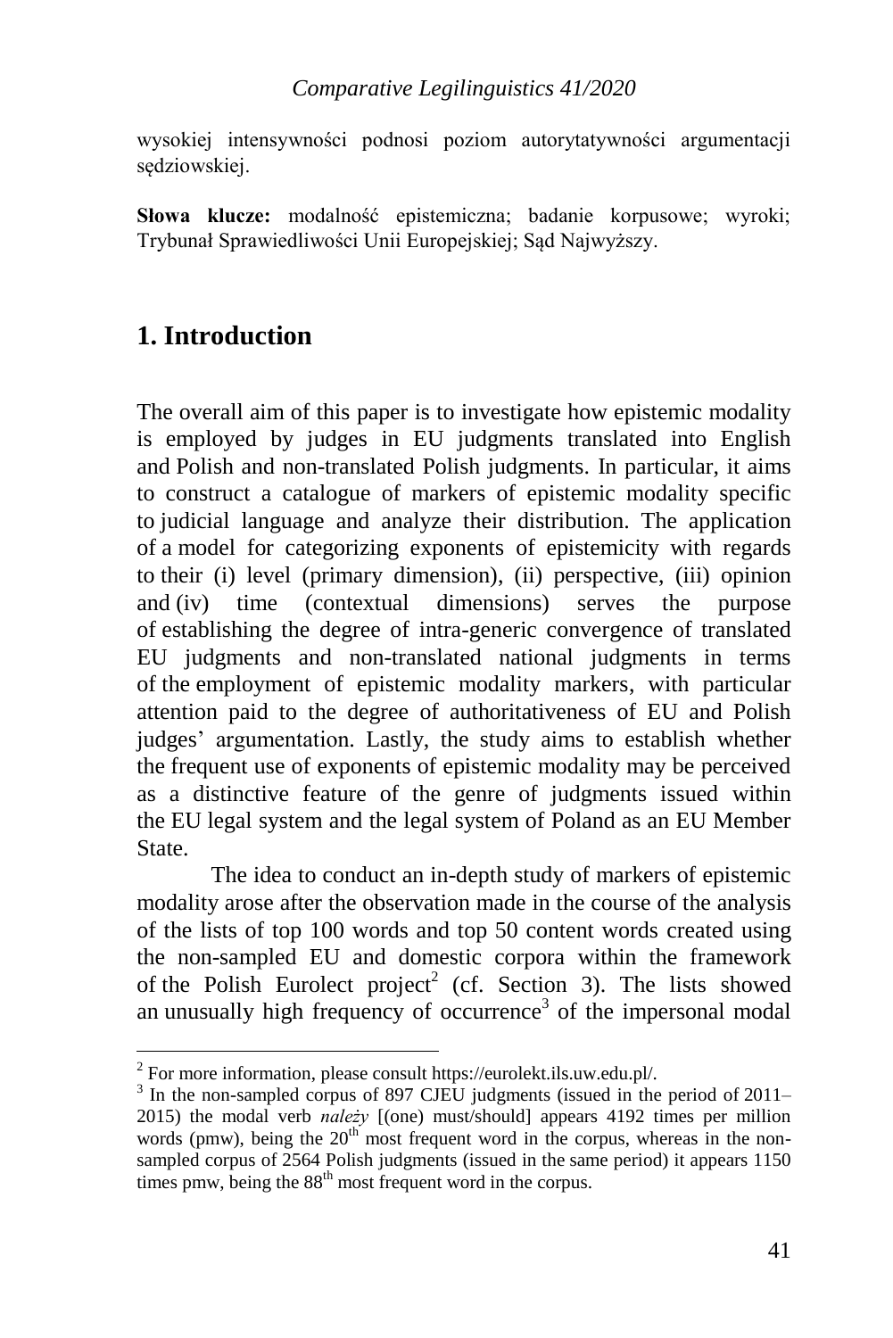wysokiej intensywności podnosi poziom autorytatywności argumentacji sędziowskiej.

**Słowa klucze:** modalność epistemiczna; badanie korpusowe; wyroki; Trybunał Sprawiedliwości Unii Europejskiej; Sąd Najwyższy.

## 1. Introduction

The overall aim of this paper is to investigate how epistemic modality is employed by judges in EU judgments translated into English and Polish and non-translated Polish judgments. In particular, it aims to construct a catalogue of markers of epistemic modality specific to judicial language and analyze their distribution. The application of a model for categorizing exponents of epistemicity with regards to their (i) level (primary dimension), (ii) perspective, (iii) opinion and (iv) time (contextual dimensions) serves the purpose of establishing the degree of intra-generic convergence of translated EU judgments and non-translated national judgments in terms of the employment of epistemic modality markers, with particular attention paid to the degree of authoritativeness of EU and Polish judges' argumentation. Lastly, the study aims to establish whether the frequent use of exponents of epistemic modality may be perceived as a distinctive feature of the genre of judgments issued within the EU legal system and the legal system of Poland as an EU Member State.

The idea to conduct an in-depth study of markers of epistemic modality arose after the observation made in the course of the analysis of the lists of top 100 words and top 50 content words created using the non-sampled EU and domestic corpora within the framework of the Polish Eurolect project[2] (cf. Section 3). The lists showed an unusually high frequency of occurrence[3] of the impersonal modal

[2] For more information, please consult https://eurolekt.ils.uw.edu.pl/.

[3] In the non-sampled corpus of 897 CJEU judgments (issued in the period of 2011–2015) the modal verb *należy* [(one) must/should] appears 4192 times per million words (pmw), being the 20th most frequent word in the corpus, whereas in the non-sampled corpus of 2564 Polish judgments (issued in the same period) it appears 1150 times pmw, being the 88th most frequent word in the corpus.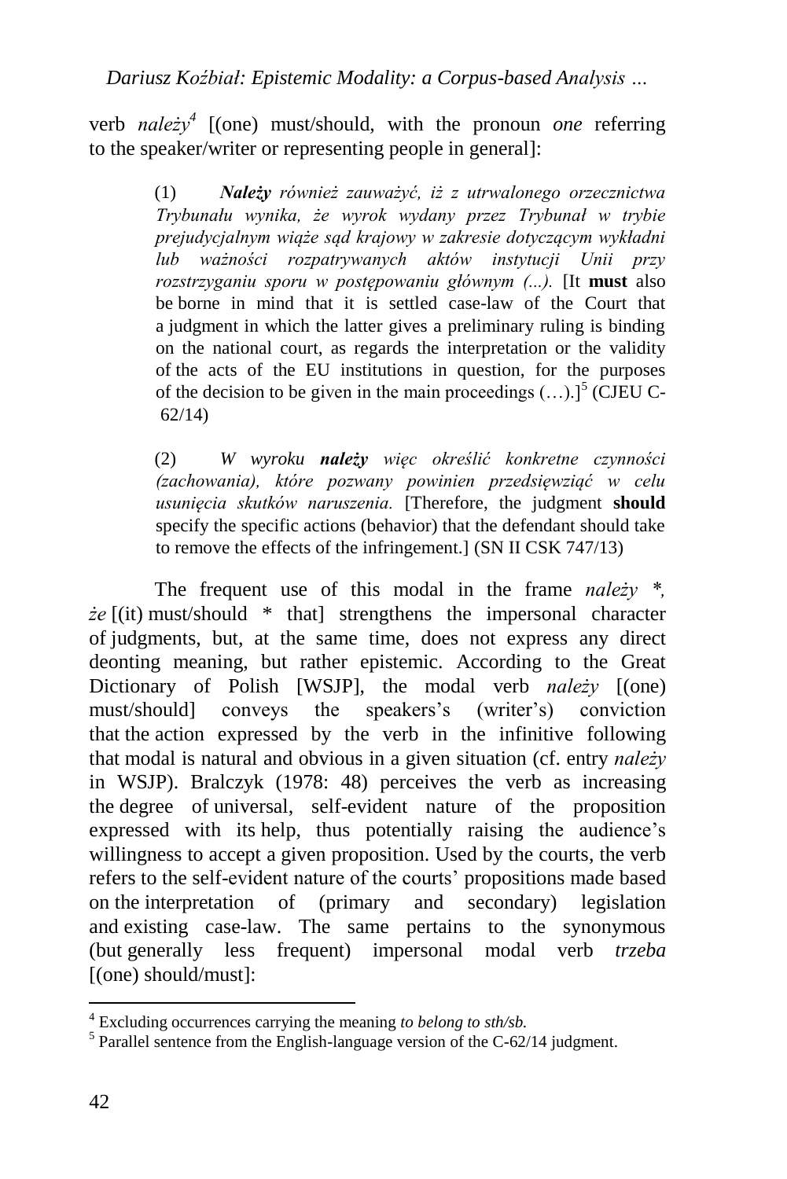verb *należy*[4] [(one) must/should, with the pronoun *one* referring to the speaker/writer or representing people in general]:

> (1) ***Należy*** *również zauważyć, iż z utrwalonego orzecznictwa Trybunału wynika, że wyrok wydany przez Trybunał w trybie prejudycjalnym wiąże sąd krajowy w zakresie dotyczącym wykładni lub ważności rozpatrywanych aktów instytucji Unii przy rozstrzyganiu sporu w postępowaniu głównym (...).* [It **must** also be borne in mind that it is settled case-law of the Court that a judgment in which the latter gives a preliminary ruling is binding on the national court, as regards the interpretation or the validity of the acts of the EU institutions in question, for the purposes of the decision to be given in the main proceedings (…).][5] (CJEU C-62/14)

> (2) *W wyroku* ***należy*** *więc określić konkretne czynności (zachowania), które pozwany powinien przedsięwziąć w celu usunięcia skutków naruszenia.* [Therefore, the judgment **should** specify the specific actions (behavior) that the defendant should take to remove the effects of the infringement.] (SN II CSK 747/13)

The frequent use of this modal in the frame *należy \*, że* [(it) must/should \* that] strengthens the impersonal character of judgments, but, at the same time, does not express any direct deonting meaning, but rather epistemic. According to the Great Dictionary of Polish [WSJP], the modal verb *należy* [(one) must/should] conveys the speakers's (writer's) conviction that the action expressed by the verb in the infinitive following that modal is natural and obvious in a given situation (cf. entry *należy* in WSJP). Bralczyk (1978: 48) perceives the verb as increasing the degree of universal, self-evident nature of the proposition expressed with its help, thus potentially raising the audience's willingness to accept a given proposition. Used by the courts, the verb refers to the self-evident nature of the courts' propositions made based on the interpretation of (primary and secondary) legislation and existing case-law. The same pertains to the synonymous (but generally less frequent) impersonal modal verb *trzeba* [(one) should/must]:

---

[4] Excluding occurrences carrying the meaning *to belong to sth/sb.*

[5] Parallel sentence from the English-language version of the C-62/14 judgment.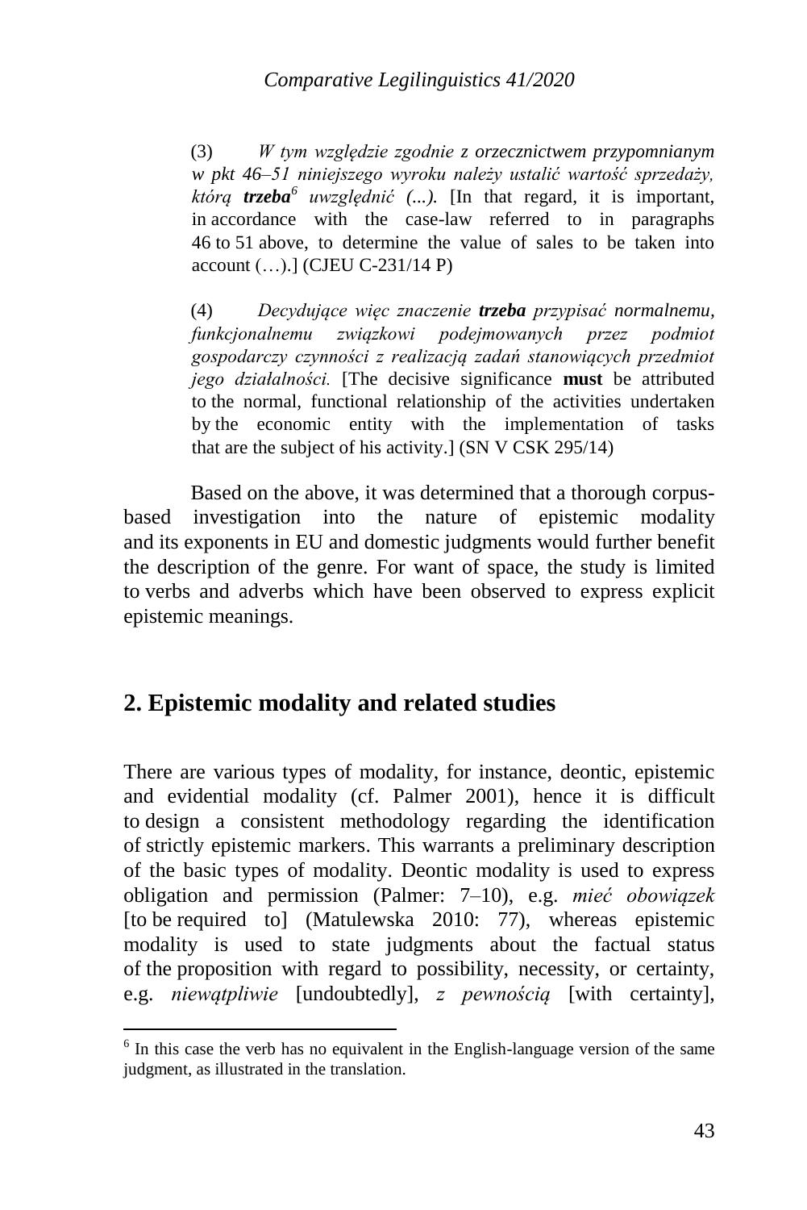(3) *W tym względzie zgodnie z orzecznictwem przypomnianym w pkt 46–51 niniejszego wyroku należy ustalić wartość sprzedaży, którą **trzeba**[6] uwzględnić (...).* [In that regard, it is important, in accordance with the case-law referred to in paragraphs 46 to 51 above, to determine the value of sales to be taken into account (…).] (CJEU C-231/14 P)

(4) *Decydujące więc znaczenie **trzeba** przypisać normalnemu, funkcjonalnemu związkowi podejmowanych przez podmiot gospodarczy czynności z realizacją zadań stanowiących przedmiot jego działalności.* [The decisive significance **must** be attributed to the normal, functional relationship of the activities undertaken by the economic entity with the implementation of tasks that are the subject of his activity.] (SN V CSK 295/14)

Based on the above, it was determined that a thorough corpus-based investigation into the nature of epistemic modality and its exponents in EU and domestic judgments would further benefit the description of the genre. For want of space, the study is limited to verbs and adverbs which have been observed to express explicit epistemic meanings.

## 2. Epistemic modality and related studies

There are various types of modality, for instance, deontic, epistemic and evidential modality (cf. Palmer 2001), hence it is difficult to design a consistent methodology regarding the identification of strictly epistemic markers. This warrants a preliminary description of the basic types of modality. Deontic modality is used to express obligation and permission (Palmer: 7–10), e.g. *mieć obowiązek* [to be required to] (Matulewska 2010: 77), whereas epistemic modality is used to state judgments about the factual status of the proposition with regard to possibility, necessity, or certainty, e.g. *niewątpliwie* [undoubtedly], *z pewnością* [with certainty],

[6] In this case the verb has no equivalent in the English-language version of the same judgment, as illustrated in the translation.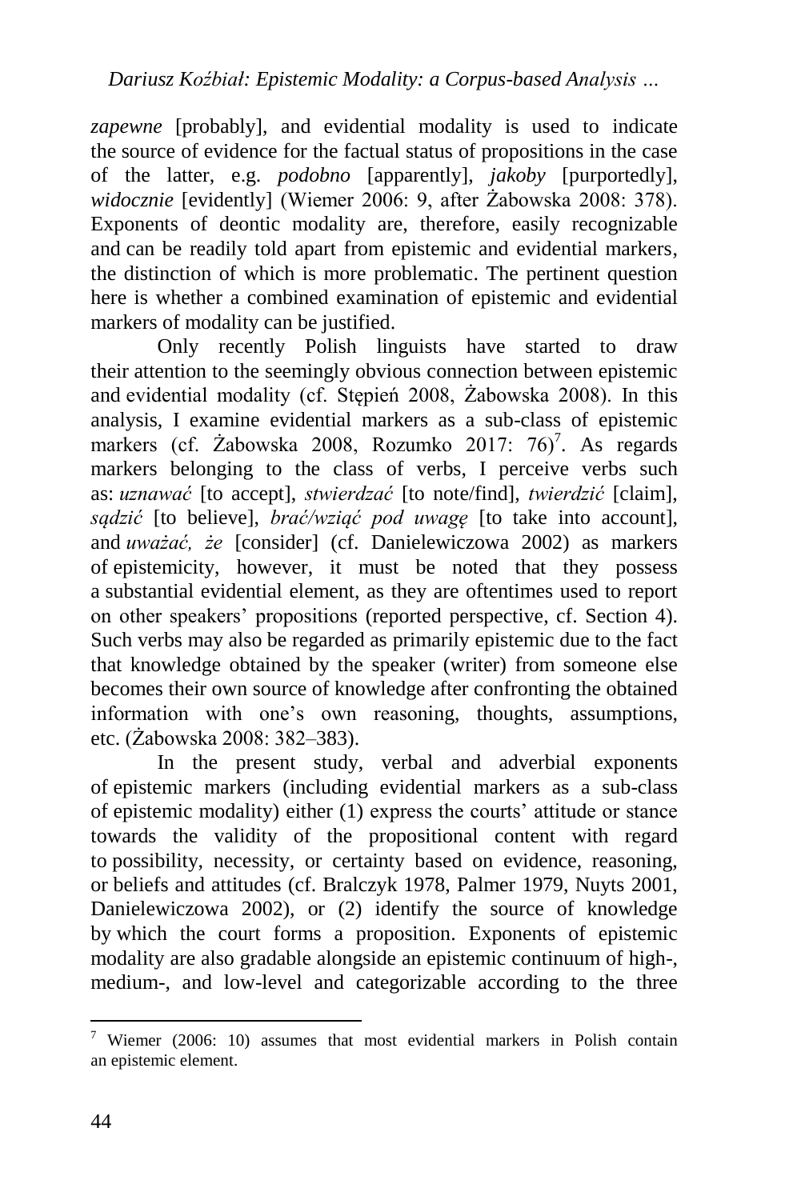*zapewne* [probably], and evidential modality is used to indicate the source of evidence for the factual status of propositions in the case of the latter, e.g. *podobno* [apparently], *jakoby* [purportedly], *widocznie* [evidently] (Wiemer 2006: 9, after Żabowska 2008: 378). Exponents of deontic modality are, therefore, easily recognizable and can be readily told apart from epistemic and evidential markers, the distinction of which is more problematic. The pertinent question here is whether a combined examination of epistemic and evidential markers of modality can be justified.

Only recently Polish linguists have started to draw their attention to the seemingly obvious connection between epistemic and evidential modality (cf. Stępień 2008, Żabowska 2008). In this analysis, I examine evidential markers as a sub-class of epistemic markers (cf. Żabowska 2008, Rozumko 2017: 76)[7]. As regards markers belonging to the class of verbs, I perceive verbs such as: *uznawać* [to accept], *stwierdzać* [to note/find], *twierdzić* [claim], *sądzić* [to believe], *brać/wziąć pod uwagę* [to take into account], and *uważać, że* [consider] (cf. Danielewiczowa 2002) as markers of epistemicity, however, it must be noted that they possess a substantial evidential element, as they are oftentimes used to report on other speakers' propositions (reported perspective, cf. Section 4). Such verbs may also be regarded as primarily epistemic due to the fact that knowledge obtained by the speaker (writer) from someone else becomes their own source of knowledge after confronting the obtained information with one's own reasoning, thoughts, assumptions, etc. (Żabowska 2008: 382–383).

In the present study, verbal and adverbial exponents of epistemic markers (including evidential markers as a sub-class of epistemic modality) either (1) express the courts' attitude or stance towards the validity of the propositional content with regard to possibility, necessity, or certainty based on evidence, reasoning, or beliefs and attitudes (cf. Bralczyk 1978, Palmer 1979, Nuyts 2001, Danielewiczowa 2002), or (2) identify the source of knowledge by which the court forms a proposition. Exponents of epistemic modality are also gradable alongside an epistemic continuum of high-, medium-, and low-level and categorizable according to the three

[7] Wiemer (2006: 10) assumes that most evidential markers in Polish contain an epistemic element.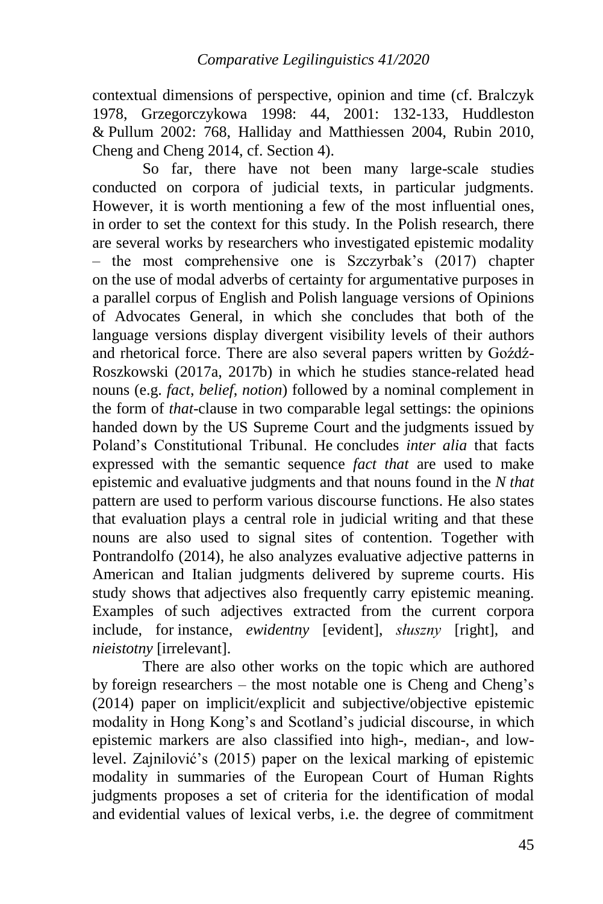contextual dimensions of perspective, opinion and time (cf. Bralczyk 1978, Grzegorczykowa 1998: 44, 2001: 132-133, Huddleston & Pullum 2002: 768, Halliday and Matthiessen 2004, Rubin 2010, Cheng and Cheng 2014, cf. Section 4).

So far, there have not been many large-scale studies conducted on corpora of judicial texts, in particular judgments. However, it is worth mentioning a few of the most influential ones, in order to set the context for this study. In the Polish research, there are several works by researchers who investigated epistemic modality – the most comprehensive one is Szczyrbak's (2017) chapter on the use of modal adverbs of certainty for argumentative purposes in a parallel corpus of English and Polish language versions of Opinions of Advocates General, in which she concludes that both of the language versions display divergent visibility levels of their authors and rhetorical force. There are also several papers written by Goźdź-Roszkowski (2017a, 2017b) in which he studies stance-related head nouns (e.g. *fact*, *belief*, *notion*) followed by a nominal complement in the form of *that*-clause in two comparable legal settings: the opinions handed down by the US Supreme Court and the judgments issued by Poland's Constitutional Tribunal. He concludes *inter alia* that facts expressed with the semantic sequence *fact that* are used to make epistemic and evaluative judgments and that nouns found in the *N that* pattern are used to perform various discourse functions. He also states that evaluation plays a central role in judicial writing and that these nouns are also used to signal sites of contention. Together with Pontrandolfo (2014), he also analyzes evaluative adjective patterns in American and Italian judgments delivered by supreme courts. His study shows that adjectives also frequently carry epistemic meaning. Examples of such adjectives extracted from the current corpora include, for instance, *ewidentny* [evident], *słuszny* [right], and *nieistotny* [irrelevant].

There are also other works on the topic which are authored by foreign researchers – the most notable one is Cheng and Cheng's (2014) paper on implicit/explicit and subjective/objective epistemic modality in Hong Kong's and Scotland's judicial discourse, in which epistemic markers are also classified into high-, median-, and low-level. Zajnilović's (2015) paper on the lexical marking of epistemic modality in summaries of the European Court of Human Rights judgments proposes a set of criteria for the identification of modal and evidential values of lexical verbs, i.e. the degree of commitment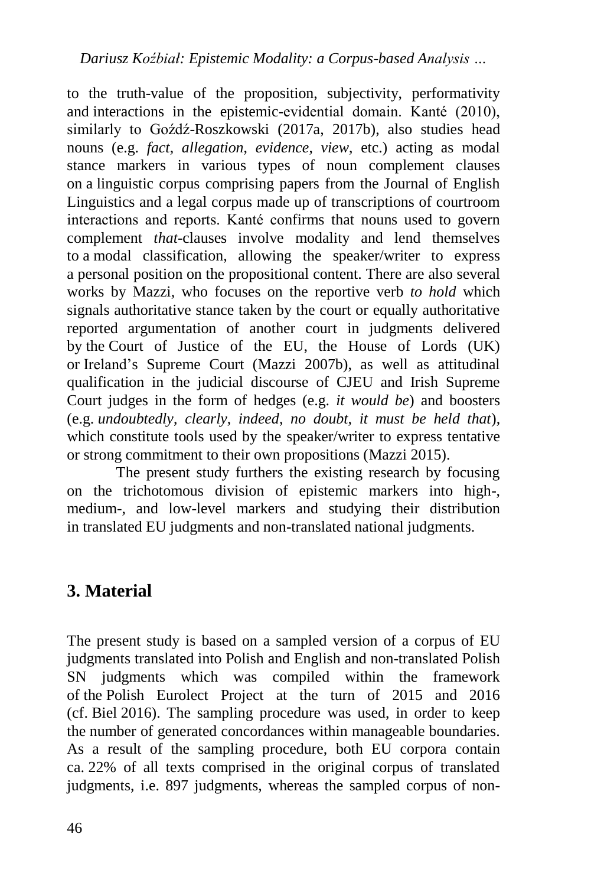to the truth-value of the proposition, subjectivity, performativity and interactions in the epistemic-evidential domain. Kanté (2010), similarly to Goźdź-Roszkowski (2017a, 2017b), also studies head nouns (e.g. *fact*, *allegation*, *evidence*, *view*, etc.) acting as modal stance markers in various types of noun complement clauses on a linguistic corpus comprising papers from the Journal of English Linguistics and a legal corpus made up of transcriptions of courtroom interactions and reports. Kanté confirms that nouns used to govern complement *that*-clauses involve modality and lend themselves to a modal classification, allowing the speaker/writer to express a personal position on the propositional content. There are also several works by Mazzi, who focuses on the reportive verb *to hold* which signals authoritative stance taken by the court or equally authoritative reported argumentation of another court in judgments delivered by the Court of Justice of the EU, the House of Lords (UK) or Ireland's Supreme Court (Mazzi 2007b), as well as attitudinal qualification in the judicial discourse of CJEU and Irish Supreme Court judges in the form of hedges (e.g. *it would be*) and boosters (e.g. *undoubtedly*, *clearly*, *indeed*, *no doubt*, *it must be held that*), which constitute tools used by the speaker/writer to express tentative or strong commitment to their own propositions (Mazzi 2015).

The present study furthers the existing research by focusing on the trichotomous division of epistemic markers into high-, medium-, and low-level markers and studying their distribution in translated EU judgments and non-translated national judgments.

## 3. Material

The present study is based on a sampled version of a corpus of EU judgments translated into Polish and English and non-translated Polish SN judgments which was compiled within the framework of the Polish Eurolect Project at the turn of 2015 and 2016 (cf. Biel 2016). The sampling procedure was used, in order to keep the number of generated concordances within manageable boundaries. As a result of the sampling procedure, both EU corpora contain ca. 22% of all texts comprised in the original corpus of translated judgments, i.e. 897 judgments, whereas the sampled corpus of non-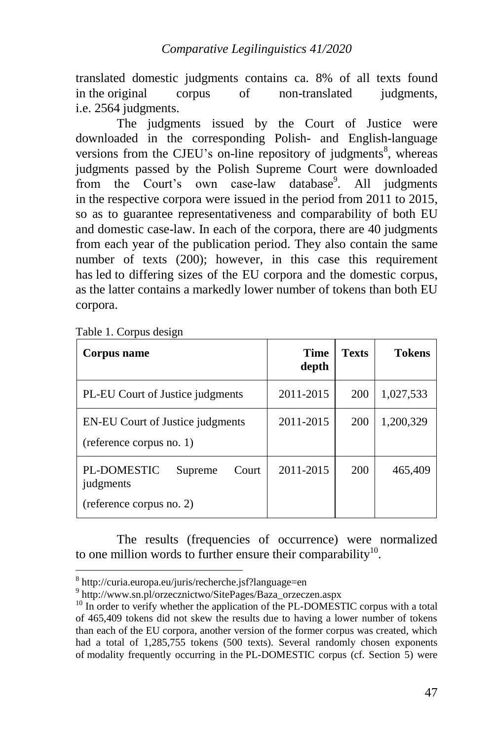translated domestic judgments contains ca. 8% of all texts found in the original corpus of non-translated judgments, i.e. 2564 judgments.

The judgments issued by the Court of Justice were downloaded in the corresponding Polish- and English-language versions from the CJEU's on-line repository of judgments[8], whereas judgments passed by the Polish Supreme Court were downloaded from the Court's own case-law database[9]. All judgments in the respective corpora were issued in the period from 2011 to 2015, so as to guarantee representativeness and comparability of both EU and domestic case-law. In each of the corpora, there are 40 judgments from each year of the publication period. They also contain the same number of texts (200); however, in this case this requirement has led to differing sizes of the EU corpora and the domestic corpus, as the latter contains a markedly lower number of tokens than both EU corpora.

Table 1. Corpus design

| Corpus name | Time depth | Texts | Tokens |
|---|---|---|---|
| PL-EU Court of Justice judgments | 2011-2015 | 200 | 1,027,533 |
| EN-EU Court of Justice judgments (reference corpus no. 1) | 2011-2015 | 200 | 1,200,329 |
| PL-DOMESTIC Supreme Court judgments (reference corpus no. 2) | 2011-2015 | 200 | 465,409 |

The results (frequencies of occurrence) were normalized to one million words to further ensure their comparability[10].

---

[8] http://curia.europa.eu/juris/recherche.jsf?language=en

[9] http://www.sn.pl/orzecznictwo/SitePages/Baza_orzeczen.aspx

[10] In order to verify whether the application of the PL-DOMESTIC corpus with a total of 465,409 tokens did not skew the results due to having a lower number of tokens than each of the EU corpora, another version of the former corpus was created, which had a total of 1,285,755 tokens (500 texts). Several randomly chosen exponents of modality frequently occurring in the PL-DOMESTIC corpus (cf. Section 5) were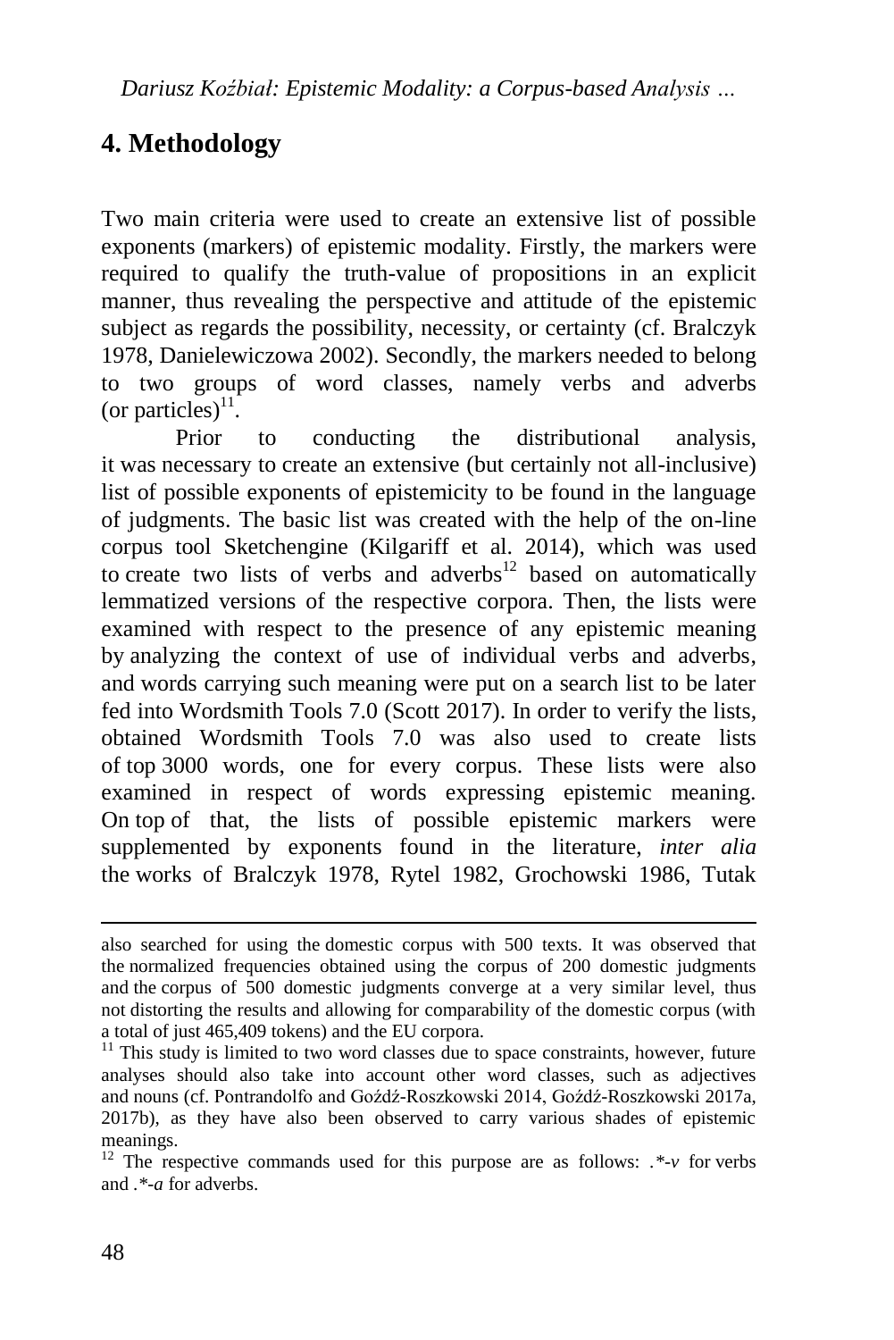## 4. Methodology

Two main criteria were used to create an extensive list of possible exponents (markers) of epistemic modality. Firstly, the markers were required to qualify the truth-value of propositions in an explicit manner, thus revealing the perspective and attitude of the epistemic subject as regards the possibility, necessity, or certainty (cf. Bralczyk 1978, Danielewiczowa 2002). Secondly, the markers needed to belong to two groups of word classes, namely verbs and adverbs (or particles)[11].

Prior to conducting the distributional analysis, it was necessary to create an extensive (but certainly not all-inclusive) list of possible exponents of epistemicity to be found in the language of judgments. The basic list was created with the help of the on-line corpus tool Sketchengine (Kilgariff et al. 2014), which was used to create two lists of verbs and adverbs[12] based on automatically lemmatized versions of the respective corpora. Then, the lists were examined with respect to the presence of any epistemic meaning by analyzing the context of use of individual verbs and adverbs, and words carrying such meaning were put on a search list to be later fed into Wordsmith Tools 7.0 (Scott 2017). In order to verify the lists, obtained Wordsmith Tools 7.0 was also used to create lists of top 3000 words, one for every corpus. These lists were also examined in respect of words expressing epistemic meaning. On top of that, the lists of possible epistemic markers were supplemented by exponents found in the literature, *inter alia* the works of Bralczyk 1978, Rytel 1982, Grochowski 1986, Tutak

---

also searched for using the domestic corpus with 500 texts. It was observed that the normalized frequencies obtained using the corpus of 200 domestic judgments and the corpus of 500 domestic judgments converge at a very similar level, thus not distorting the results and allowing for comparability of the domestic corpus (with a total of just 465,409 tokens) and the EU corpora.

[11] This study is limited to two word classes due to space constraints, however, future analyses should also take into account other word classes, such as adjectives and nouns (cf. Pontrandolfo and Goźdź-Roszkowski 2014, Goźdź-Roszkowski 2017a, 2017b), as they have also been observed to carry various shades of epistemic meanings.

[12] The respective commands used for this purpose are as follows: *.*-v* for verbs and *.*-a* for adverbs.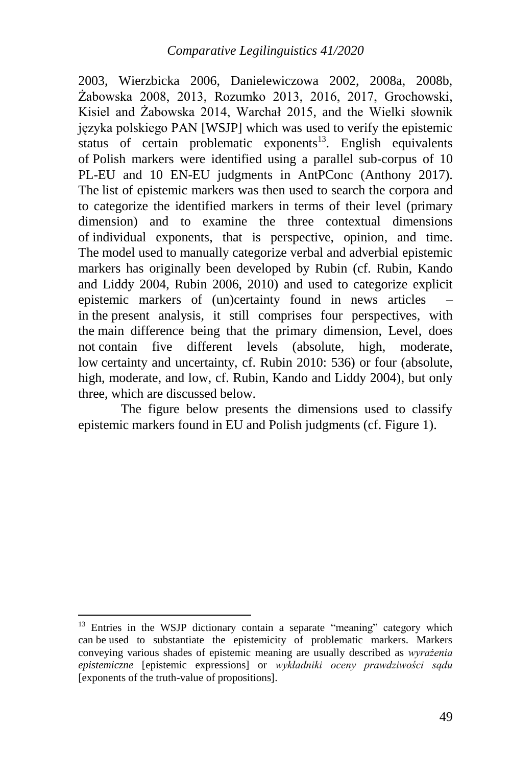2003, Wierzbicka 2006, Danielewiczowa 2002, 2008a, 2008b, Żabowska 2008, 2013, Rozumko 2013, 2016, 2017, Grochowski, Kisiel and Żabowska 2014, Warchał 2015, and the Wielki słownik języka polskiego PAN [WSJP] which was used to verify the epistemic status of certain problematic exponents[13]. English equivalents of Polish markers were identified using a parallel sub-corpus of 10 PL-EU and 10 EN-EU judgments in AntPConc (Anthony 2017). The list of epistemic markers was then used to search the corpora and to categorize the identified markers in terms of their level (primary dimension) and to examine the three contextual dimensions of individual exponents, that is perspective, opinion, and time. The model used to manually categorize verbal and adverbial epistemic markers has originally been developed by Rubin (cf. Rubin, Kando and Liddy 2004, Rubin 2006, 2010) and used to categorize explicit epistemic markers of (un)certainty found in news articles – in the present analysis, it still comprises four perspectives, with the main difference being that the primary dimension, Level, does not contain five different levels (absolute, high, moderate, low certainty and uncertainty, cf. Rubin 2010: 536) or four (absolute, high, moderate, and low, cf. Rubin, Kando and Liddy 2004), but only three, which are discussed below.

The figure below presents the dimensions used to classify epistemic markers found in EU and Polish judgments (cf. Figure 1).

---

[13] Entries in the WSJP dictionary contain a separate "meaning" category which can be used to substantiate the epistemicity of problematic markers. Markers conveying various shades of epistemic meaning are usually described as *wyrażenia epistemiczne* [epistemic expressions] or *wykładniki oceny prawdziwości sądu* [exponents of the truth-value of propositions].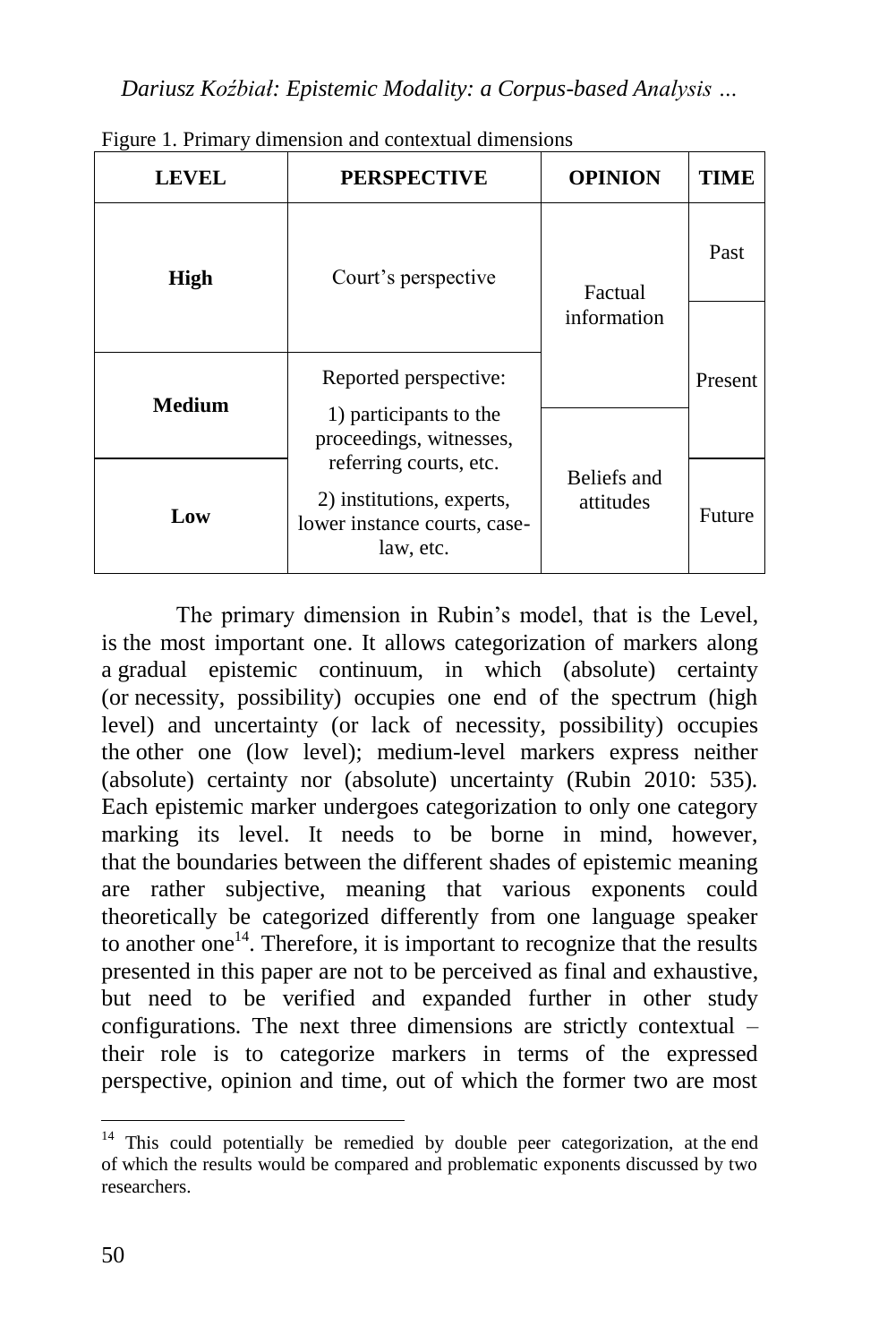Figure 1. Primary dimension and contextual dimensions

| LEVEL | PERSPECTIVE | OPINION | TIME |
|---|---|---|---|
| **High** | Court's perspective | Factual information | Past |
| | | | Present |
| **Medium** | Reported perspective: 1) participants to the proceedings, witnesses, referring courts, etc. | | |
| | | Beliefs and attitudes | |
| **Low** | 2) institutions, experts, lower instance courts, case-law, etc. | | Future |

The primary dimension in Rubin's model, that is the Level, is the most important one. It allows categorization of markers along a gradual epistemic continuum, in which (absolute) certainty (or necessity, possibility) occupies one end of the spectrum (high level) and uncertainty (or lack of necessity, possibility) occupies the other one (low level); medium-level markers express neither (absolute) certainty nor (absolute) uncertainty (Rubin 2010: 535). Each epistemic marker undergoes categorization to only one category marking its level. It needs to be borne in mind, however, that the boundaries between the different shades of epistemic meaning are rather subjective, meaning that various exponents could theoretically be categorized differently from one language speaker to another one[14]. Therefore, it is important to recognize that the results presented in this paper are not to be perceived as final and exhaustive, but need to be verified and expanded further in other study configurations. The next three dimensions are strictly contextual – their role is to categorize markers in terms of the expressed perspective, opinion and time, out of which the former two are most

[14] This could potentially be remedied by double peer categorization, at the end of which the results would be compared and problematic exponents discussed by two researchers.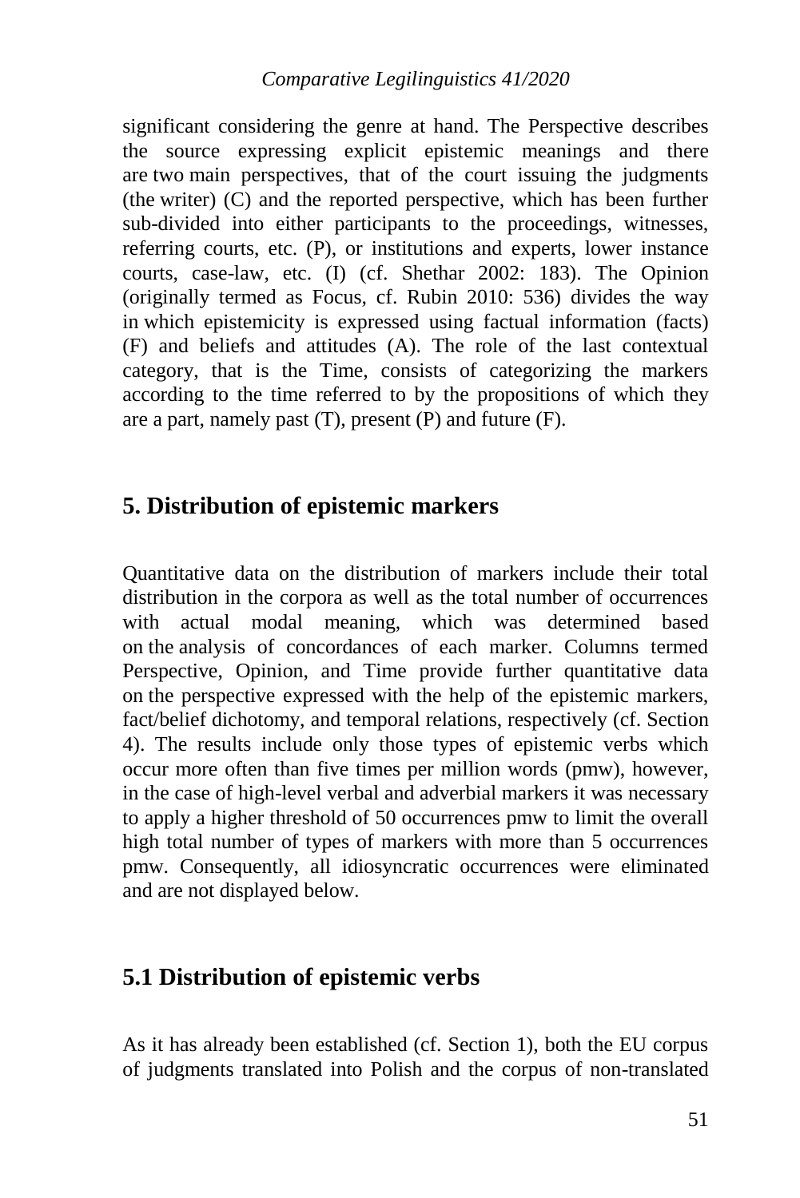significant considering the genre at hand. The Perspective describes the source expressing explicit epistemic meanings and there are two main perspectives, that of the court issuing the judgments (the writer) (C) and the reported perspective, which has been further sub-divided into either participants to the proceedings, witnesses, referring courts, etc. (P), or institutions and experts, lower instance courts, case-law, etc. (I) (cf. Shethar 2002: 183). The Opinion (originally termed as Focus, cf. Rubin 2010: 536) divides the way in which epistemicity is expressed using factual information (facts) (F) and beliefs and attitudes (A). The role of the last contextual category, that is the Time, consists of categorizing the markers according to the time referred to by the propositions of which they are a part, namely past (T), present (P) and future (F).

## 5. Distribution of epistemic markers

Quantitative data on the distribution of markers include their total distribution in the corpora as well as the total number of occurrences with actual modal meaning, which was determined based on the analysis of concordances of each marker. Columns termed Perspective, Opinion, and Time provide further quantitative data on the perspective expressed with the help of the epistemic markers, fact/belief dichotomy, and temporal relations, respectively (cf. Section 4). The results include only those types of epistemic verbs which occur more often than five times per million words (pmw), however, in the case of high-level verbal and adverbial markers it was necessary to apply a higher threshold of 50 occurrences pmw to limit the overall high total number of types of markers with more than 5 occurrences pmw. Consequently, all idiosyncratic occurrences were eliminated and are not displayed below.

### 5.1 Distribution of epistemic verbs

As it has already been established (cf. Section 1), both the EU corpus of judgments translated into Polish and the corpus of non-translated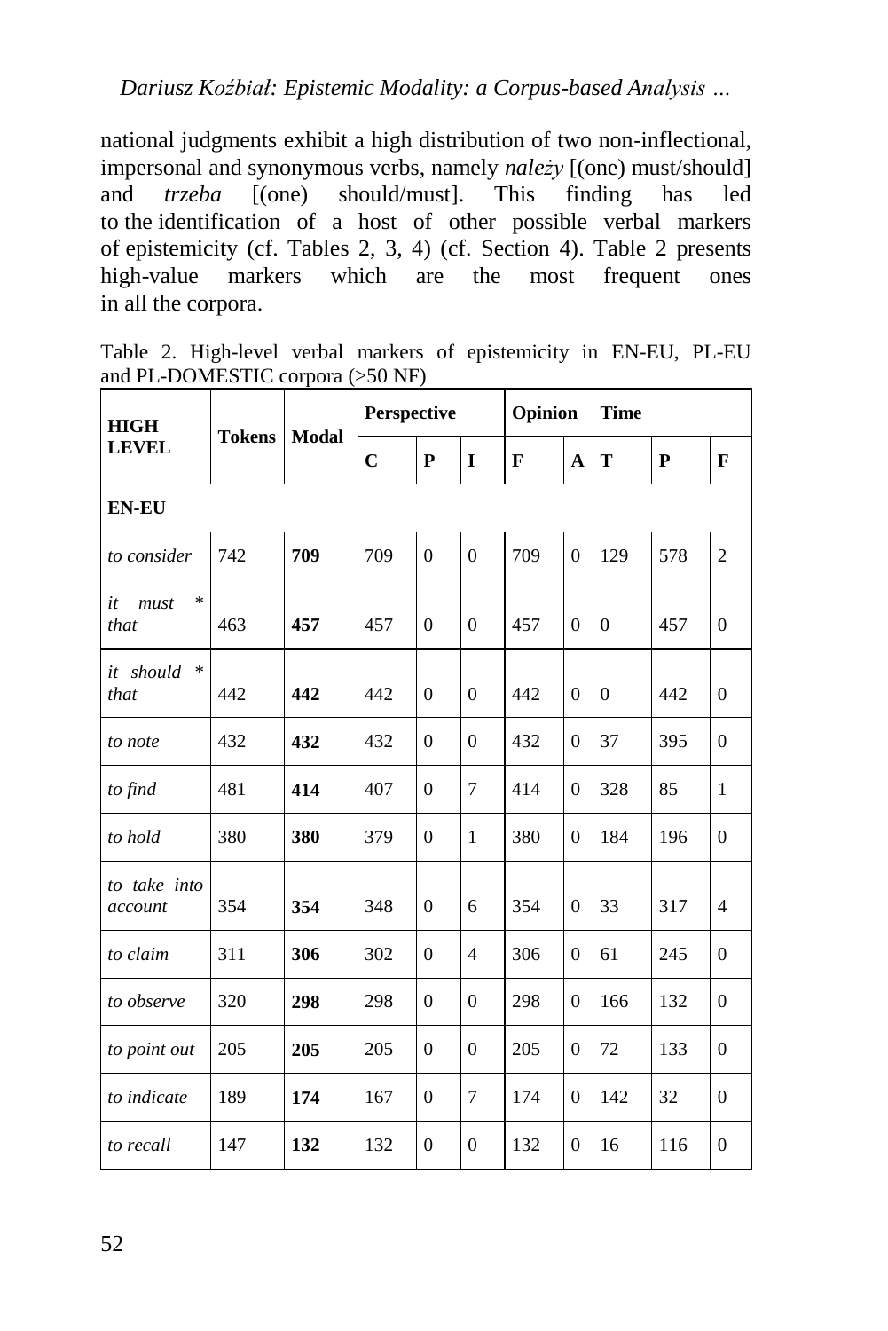national judgments exhibit a high distribution of two non-inflectional, impersonal and synonymous verbs, namely *należy* [(one) must/should] and *trzeba* [(one) should/must]. This finding has led to the identification of a host of other possible verbal markers of epistemicity (cf. Tables 2, 3, 4) (cf. Section 4). Table 2 presents high-value markers which are the most frequent ones in all the corpora.

Table 2. High-level verbal markers of epistemicity in EN-EU, PL-EU and PL-DOMESTIC corpora (>50 NF)

| HIGH LEVEL | Tokens | Modal | Perspective | | | Opinion | | Time | | |
|---|---|---|---|---|---|---|---|---|---|---|
| | | | C | P | I | F | A | T | P | F |
| **EN-EU** | | | | | | | | | | |
| *to consider* | 742 | **709** | 709 | 0 | 0 | 709 | 0 | 129 | 578 | 2 |
| *it must * that* | 463 | **457** | 457 | 0 | 0 | 457 | 0 | 0 | 457 | 0 |
| *it should * that* | 442 | **442** | 442 | 0 | 0 | 442 | 0 | 0 | 442 | 0 |
| *to note* | 432 | **432** | 432 | 0 | 0 | 432 | 0 | 37 | 395 | 0 |
| *to find* | 481 | **414** | 407 | 0 | 7 | 414 | 0 | 328 | 85 | 1 |
| *to hold* | 380 | **380** | 379 | 0 | 1 | 380 | 0 | 184 | 196 | 0 |
| *to take into account* | 354 | **354** | 348 | 0 | 6 | 354 | 0 | 33 | 317 | 4 |
| *to claim* | 311 | **306** | 302 | 0 | 4 | 306 | 0 | 61 | 245 | 0 |
| *to observe* | 320 | **298** | 298 | 0 | 0 | 298 | 0 | 166 | 132 | 0 |
| *to point out* | 205 | **205** | 205 | 0 | 0 | 205 | 0 | 72 | 133 | 0 |
| *to indicate* | 189 | **174** | 167 | 0 | 7 | 174 | 0 | 142 | 32 | 0 |
| *to recall* | 147 | **132** | 132 | 0 | 0 | 132 | 0 | 16 | 116 | 0 |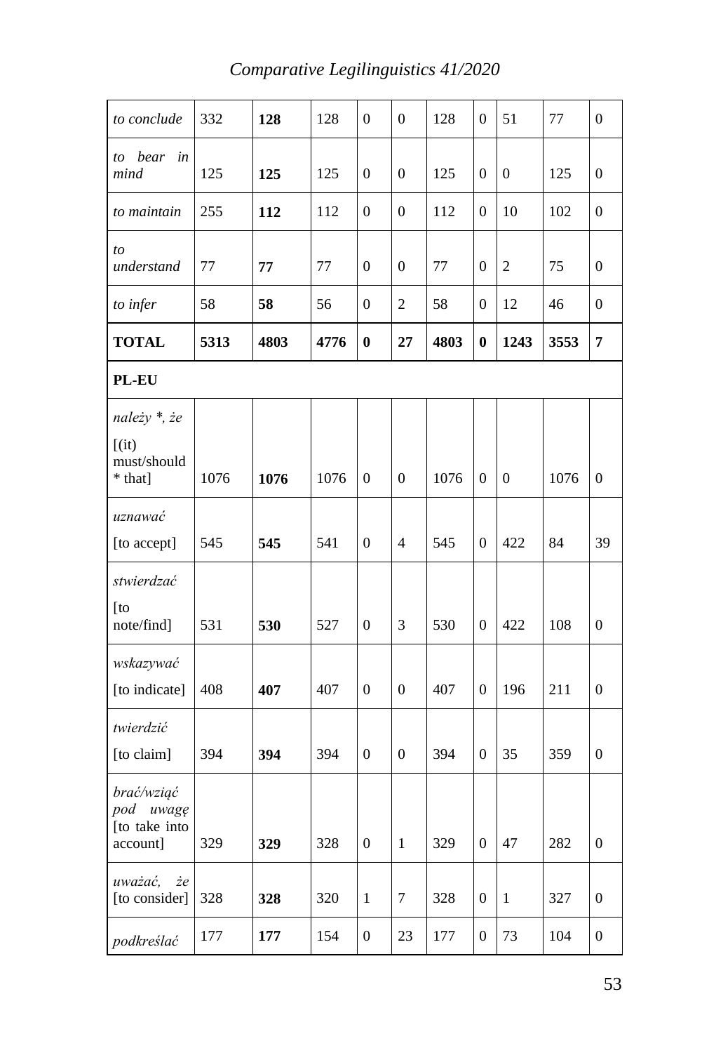| | | | | | | | | | | |
|---|---|---|---|---|---|---|---|---|---|---|
| *to conclude* | 332 | **128** | 128 | 0 | 0 | 128 | 0 | 51 | 77 | 0 |
| *to bear in mind* | 125 | **125** | 125 | 0 | 0 | 125 | 0 | 0 | 125 | 0 |
| *to maintain* | 255 | **112** | 112 | 0 | 0 | 112 | 0 | 10 | 102 | 0 |
| *to understand* | 77 | **77** | 77 | 0 | 0 | 77 | 0 | 2 | 75 | 0 |
| *to infer* | 58 | **58** | 56 | 0 | 2 | 58 | 0 | 12 | 46 | 0 |
| **TOTAL** | **5313** | **4803** | **4776** | **0** | **27** | **4803** | **0** | **1243** | **3553** | **7** |
| **PL-EU** | | | | | | | | | | |
| *należy *, że* [(it) must/should * that] | 1076 | **1076** | 1076 | 0 | 0 | 1076 | 0 | 0 | 1076 | 0 |
| *uznawać* [to accept] | 545 | **545** | 541 | 0 | 4 | 545 | 0 | 422 | 84 | 39 |
| *stwierdzać* [to note/find] | 531 | **530** | 527 | 0 | 3 | 530 | 0 | 422 | 108 | 0 |
| *wskazywać* [to indicate] | 408 | **407** | 407 | 0 | 0 | 407 | 0 | 196 | 211 | 0 |
| *twierdzić* [to claim] | 394 | **394** | 394 | 0 | 0 | 394 | 0 | 35 | 359 | 0 |
| *brać/wziąć pod uwagę* [to take into account] | 329 | **329** | 328 | 0 | 1 | 329 | 0 | 47 | 282 | 0 |
| *uważać, że* [to consider] | 328 | **328** | 320 | 1 | 7 | 328 | 0 | 1 | 327 | 0 |
| *podkreślać* | 177 | **177** | 154 | 0 | 23 | 177 | 0 | 73 | 104 | 0 |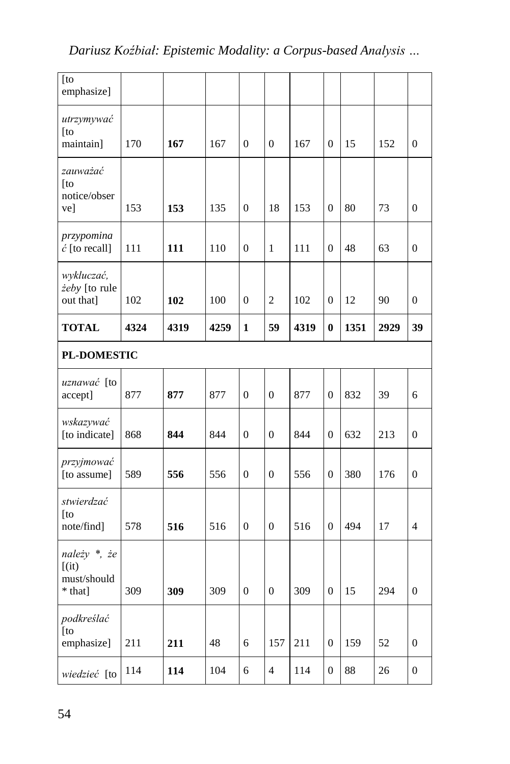| | | | | | | | | | | |
|---|---|---|---|---|---|---|---|---|---|---|
| [to emphasize] | | | | | | | | | | |
| *utrzymywać* [to maintain] | 170 | **167** | 167 | 0 | 0 | 167 | 0 | 15 | 152 | 0 |
| *zauważać* [to notice/observe] | 153 | **153** | 135 | 0 | 18 | 153 | 0 | 80 | 73 | 0 |
| *przypominać* [to recall] | 111 | **111** | 110 | 0 | 1 | 111 | 0 | 48 | 63 | 0 |
| *wykluczać, żeby* [to rule out that] | 102 | **102** | 100 | 0 | 2 | 102 | 0 | 12 | 90 | 0 |
| **TOTAL** | **4324** | **4319** | **4259** | **1** | **59** | **4319** | **0** | **1351** | **2929** | **39** |
| **PL-DOMESTIC** | | | | | | | | | | |
| *uznawać* [to accept] | 877 | **877** | 877 | 0 | 0 | 877 | 0 | 832 | 39 | 6 |
| *wskazywać* [to indicate] | 868 | **844** | 844 | 0 | 0 | 844 | 0 | 632 | 213 | 0 |
| *przyjmować* [to assume] | 589 | **556** | 556 | 0 | 0 | 556 | 0 | 380 | 176 | 0 |
| *stwierdzać* [to note/find] | 578 | **516** | 516 | 0 | 0 | 516 | 0 | 494 | 17 | 4 |
| *należy *, że* [(it) must/should * that] | 309 | **309** | 309 | 0 | 0 | 309 | 0 | 15 | 294 | 0 |
| *podkreślać* [to emphasize] | 211 | **211** | 48 | 6 | 157 | 211 | 0 | 159 | 52 | 0 |
| *wiedzieć* [to | 114 | **114** | 104 | 6 | 4 | 114 | 0 | 88 | 26 | 0 |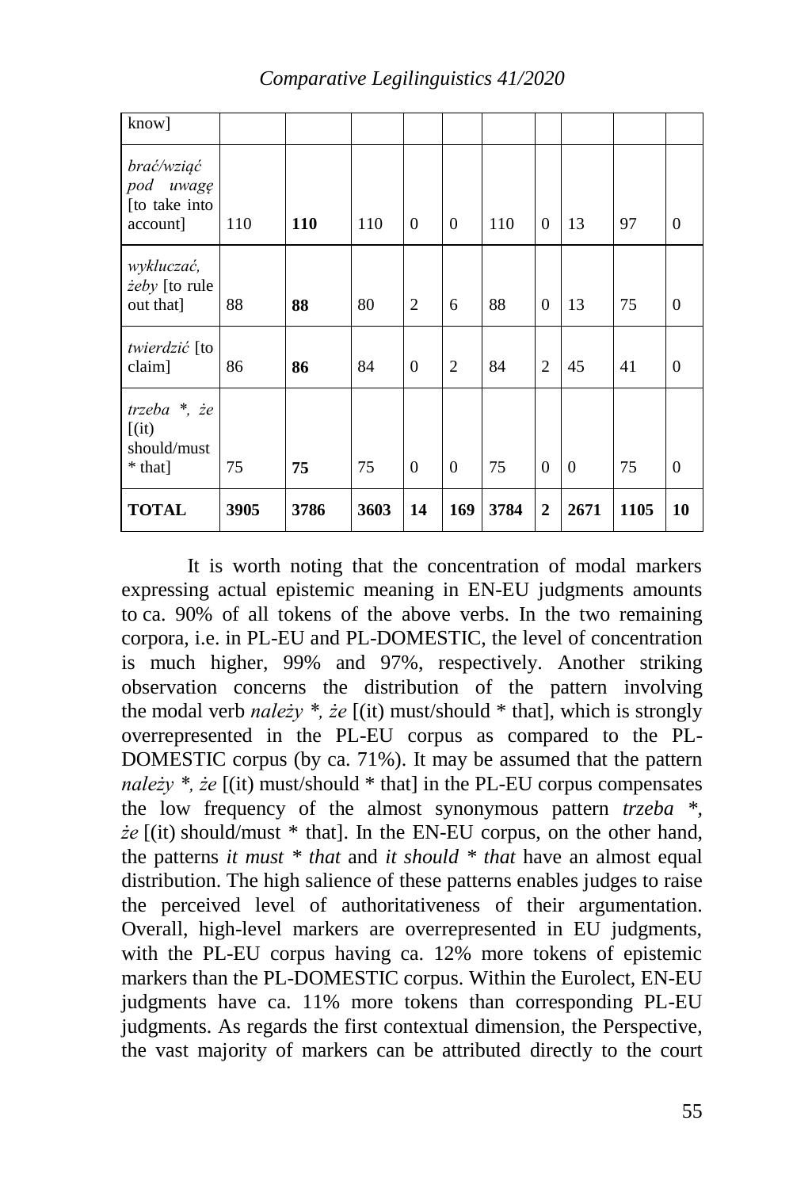| know] | | | | | | | | | |
|---|---|---|---|---|---|---|---|---|---|
| *brać/wziąć pod uwagę* [to take into account] | 110 | **110** | 110 | 0 | 0 | 110 | 0 | 13 | 97 | 0 |
| *wykluczać, żeby* [to rule out that] | 88 | **88** | 80 | 2 | 6 | 88 | 0 | 13 | 75 | 0 |
| *twierdzić* [to claim] | 86 | **86** | 84 | 0 | 2 | 84 | 2 | 45 | 41 | 0 |
| *trzeba *, że* [(it) should/must * that] | 75 | **75** | 75 | 0 | 0 | 75 | 0 | 0 | 75 | 0 |
| **TOTAL** | **3905** | **3786** | **3603** | **14** | **169** | **3784** | **2** | **2671** | **1105** | **10** |

It is worth noting that the concentration of modal markers expressing actual epistemic meaning in EN-EU judgments amounts to ca. 90% of all tokens of the above verbs. In the two remaining corpora, i.e. in PL-EU and PL-DOMESTIC, the level of concentration is much higher, 99% and 97%, respectively. Another striking observation concerns the distribution of the pattern involving the modal verb *należy *, że* [(it) must/should * that], which is strongly overrepresented in the PL-EU corpus as compared to the PL-DOMESTIC corpus (by ca. 71%). It may be assumed that the pattern *należy *, że* [(it) must/should * that] in the PL-EU corpus compensates the low frequency of the almost synonymous pattern *trzeba *, że* [(it) should/must * that]. In the EN-EU corpus, on the other hand, the patterns *it must * that* and *it should * that* have an almost equal distribution. The high salience of these patterns enables judges to raise the perceived level of authoritativeness of their argumentation. Overall, high-level markers are overrepresented in EU judgments, with the PL-EU corpus having ca. 12% more tokens of epistemic markers than the PL-DOMESTIC corpus. Within the Eurolect, EN-EU judgments have ca. 11% more tokens than corresponding PL-EU judgments. As regards the first contextual dimension, the Perspective, the vast majority of markers can be attributed directly to the court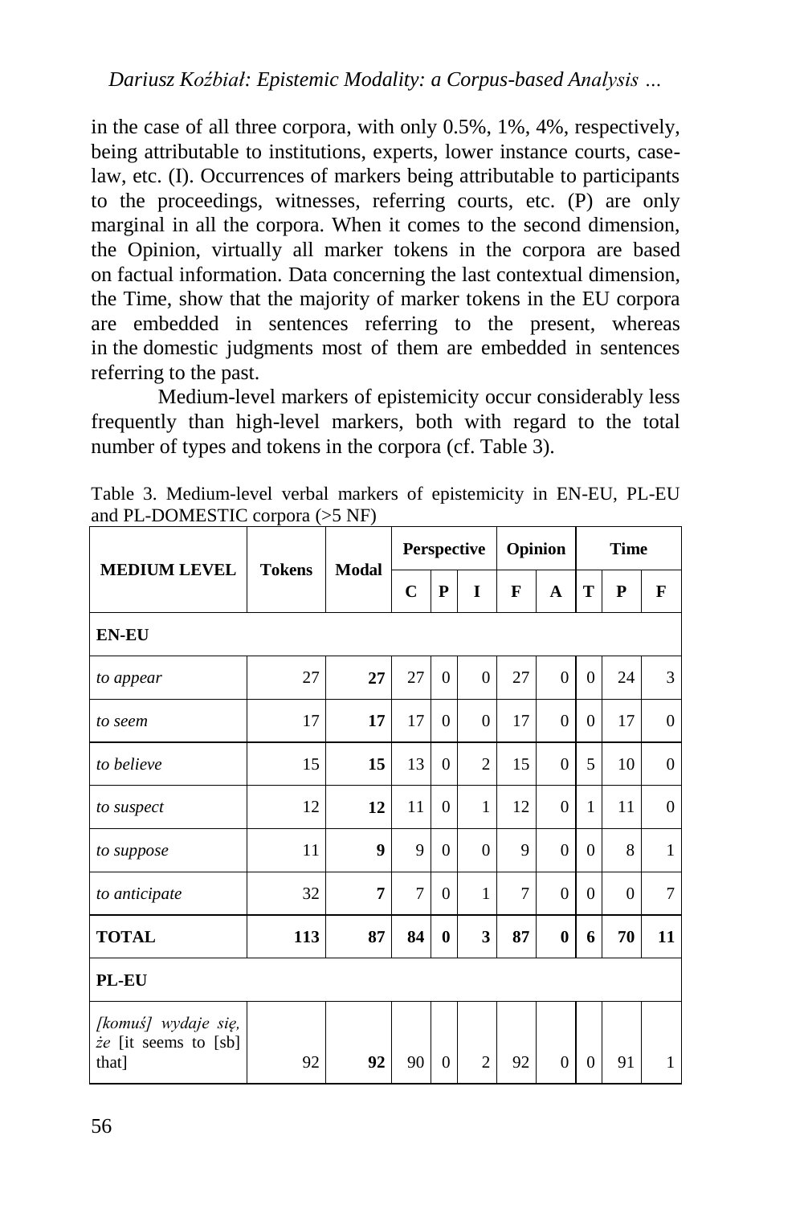in the case of all three corpora, with only 0.5%, 1%, 4%, respectively, being attributable to institutions, experts, lower instance courts, case-law, etc. (I). Occurrences of markers being attributable to participants to the proceedings, witnesses, referring courts, etc. (P) are only marginal in all the corpora. When it comes to the second dimension, the Opinion, virtually all marker tokens in the corpora are based on factual information. Data concerning the last contextual dimension, the Time, show that the majority of marker tokens in the EU corpora are embedded in sentences referring to the present, whereas in the domestic judgments most of them are embedded in sentences referring to the past.

Medium-level markers of epistemicity occur considerably less frequently than high-level markers, both with regard to the total number of types and tokens in the corpora (cf. Table 3).

Table 3. Medium-level verbal markers of epistemicity in EN-EU, PL-EU and PL-DOMESTIC corpora (>5 NF)

| MEDIUM LEVEL | Tokens | Modal | Perspective | | | Opinion | | Time | | |
|---|---|---|---|---|---|---|---|---|---|---|
| | | | C | P | I | F | A | T | P | F |
| **EN-EU** | | | | | | | | | | |
| *to appear* | 27 | **27** | 27 | 0 | 0 | 27 | 0 | 0 | 24 | 3 |
| *to seem* | 17 | **17** | 17 | 0 | 0 | 17 | 0 | 0 | 17 | 0 |
| *to believe* | 15 | **15** | 13 | 0 | 2 | 15 | 0 | 5 | 10 | 0 |
| *to suspect* | 12 | **12** | 11 | 0 | 1 | 12 | 0 | 1 | 11 | 0 |
| *to suppose* | 11 | **9** | 9 | 0 | 0 | 9 | 0 | 0 | 8 | 1 |
| *to anticipate* | 32 | **7** | 7 | 0 | 1 | 7 | 0 | 0 | 0 | 7 |
| **TOTAL** | **113** | **87** | **84** | **0** | **3** | **87** | **0** | **6** | **70** | **11** |
| **PL-EU** | | | | | | | | | | |
| *[komuś] wydaje się, że* [it seems to [sb] that] | 92 | **92** | 90 | 0 | 2 | 92 | 0 | 0 | 91 | 1 |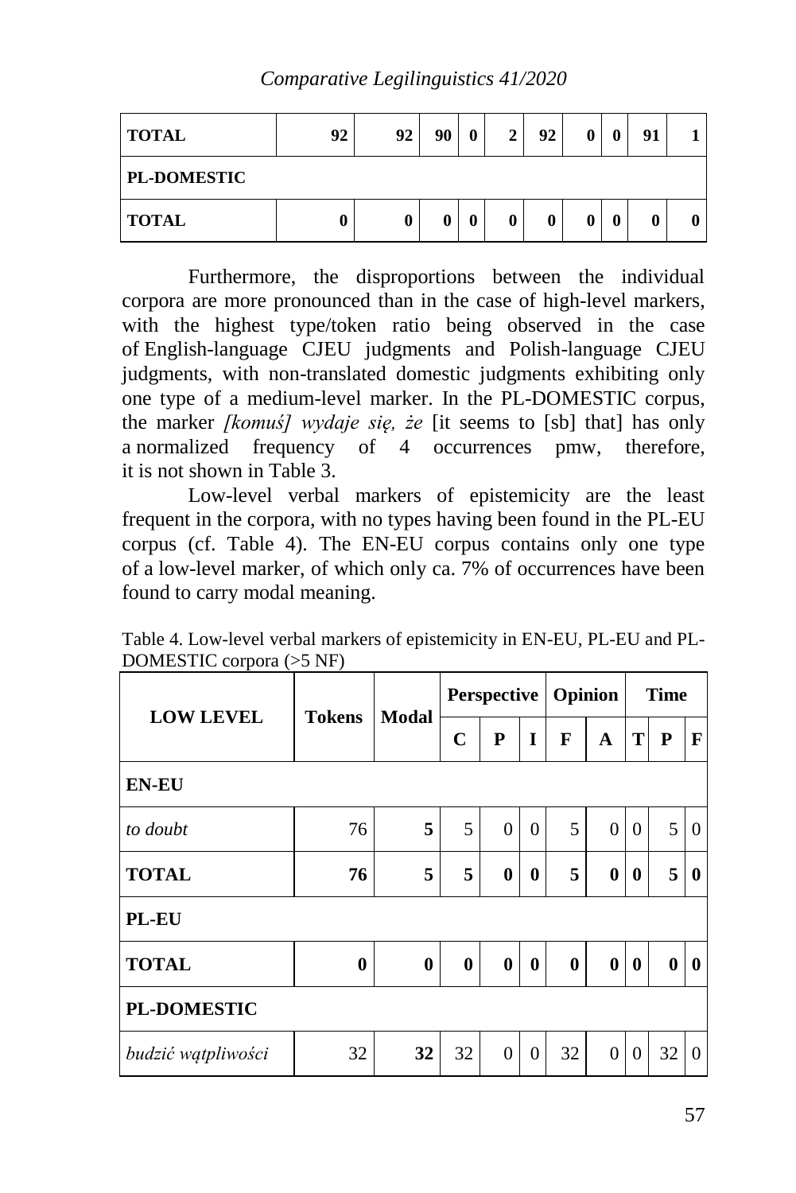| TOTAL | 92 | 92 | 90 | 0 | 2 | 92 | 0 | 0 | 91 | 1 |
|---|---|---|---|---|---|---|---|---|---|---|
| **PL-DOMESTIC** | | | | | | | | | | |
| **TOTAL** | **0** | **0** | **0** | **0** | **0** | **0** | **0** | **0** | **0** | **0** |

Furthermore, the disproportions between the individual corpora are more pronounced than in the case of high-level markers, with the highest type/token ratio being observed in the case of English-language CJEU judgments and Polish-language CJEU judgments, with non-translated domestic judgments exhibiting only one type of a medium-level marker. In the PL-DOMESTIC corpus, the marker *[komuś] wydaje się, że* [it seems to [sb] that] has only a normalized frequency of 4 occurrences pmw, therefore, it is not shown in Table 3.

Low-level verbal markers of epistemicity are the least frequent in the corpora, with no types having been found in the PL-EU corpus (cf. Table 4). The EN-EU corpus contains only one type of a low-level marker, of which only ca. 7% of occurrences have been found to carry modal meaning.

Table 4. Low-level verbal markers of epistemicity in EN-EU, PL-EU and PL-DOMESTIC corpora (>5 NF)

| LOW LEVEL | Tokens | Modal | Perspective | | | Opinion | | Time | | |
|---|---|---|---|---|---|---|---|---|---|---|
| | | | C | P | I | F | A | T | P | F |
| **EN-EU** | | | | | | | | | | |
| *to doubt* | 76 | **5** | 5 | 0 | 0 | 5 | 0 | 0 | 5 | 0 |
| **TOTAL** | **76** | **5** | **5** | **0** | **0** | **5** | **0** | **0** | **5** | **0** |
| **PL-EU** | | | | | | | | | | |
| **TOTAL** | **0** | **0** | **0** | **0** | **0** | **0** | **0** | **0** | **0** | **0** |
| **PL-DOMESTIC** | | | | | | | | | | |
| *budzić wątpliwości* | 32 | **32** | 32 | 0 | 0 | 32 | 0 | 0 | 32 | 0 |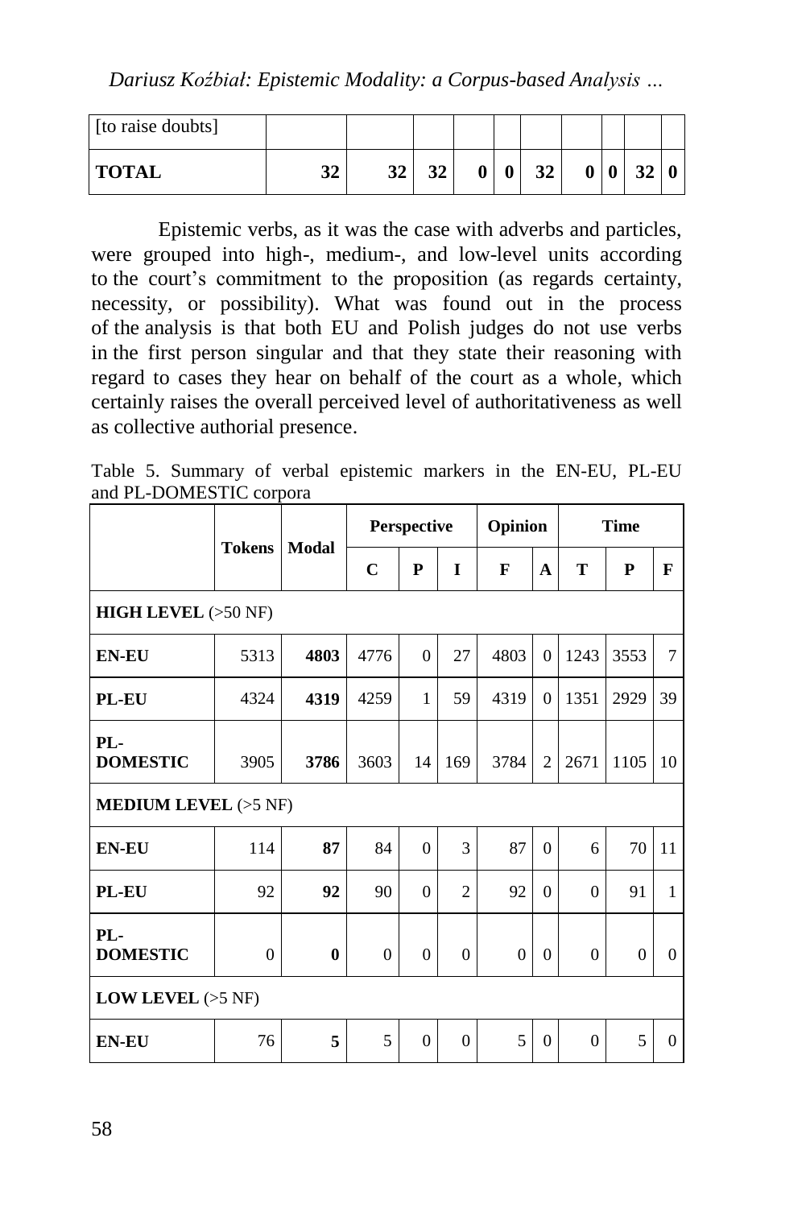| [to raise doubts] | | | | | | | | | | |
|---|---|---|---|---|---|---|---|---|---|---|
| **TOTAL** | **32** | **32** | **32** | **0** | **0** | **32** | **0** | **0** | **32** | **0** |

Epistemic verbs, as it was the case with adverbs and particles, were grouped into high-, medium-, and low-level units according to the court's commitment to the proposition (as regards certainty, necessity, or possibility). What was found out in the process of the analysis is that both EU and Polish judges do not use verbs in the first person singular and that they state their reasoning with regard to cases they hear on behalf of the court as a whole, which certainly raises the overall perceived level of authoritativeness as well as collective authorial presence.

Table 5. Summary of verbal epistemic markers in the EN-EU, PL-EU and PL-DOMESTIC corpora

| | Tokens | Modal | Perspective | | | Opinion | | Time | | |
|---|---|---|---|---|---|---|---|---|---|---|
| | | | C | P | I | F | A | T | P | F |
| **HIGH LEVEL** (>50 NF) | | | | | | | | | | |
| **EN-EU** | 5313 | **4803** | 4776 | 0 | 27 | 4803 | 0 | 1243 | 3553 | 7 |
| **PL-EU** | 4324 | **4319** | 4259 | 1 | 59 | 4319 | 0 | 1351 | 2929 | 39 |
| **PL-DOMESTIC** | 3905 | **3786** | 3603 | 14 | 169 | 3784 | 2 | 2671 | 1105 | 10 |
| **MEDIUM LEVEL** (>5 NF) | | | | | | | | | | |
| **EN-EU** | 114 | **87** | 84 | 0 | 3 | 87 | 0 | 6 | 70 | 11 |
| **PL-EU** | 92 | **92** | 90 | 0 | 2 | 92 | 0 | 0 | 91 | 1 |
| **PL-DOMESTIC** | 0 | **0** | 0 | 0 | 0 | 0 | 0 | 0 | 0 | 0 |
| **LOW LEVEL** (>5 NF) | | | | | | | | | | |
| **EN-EU** | 76 | **5** | 5 | 0 | 0 | 5 | 0 | 0 | 5 | 0 |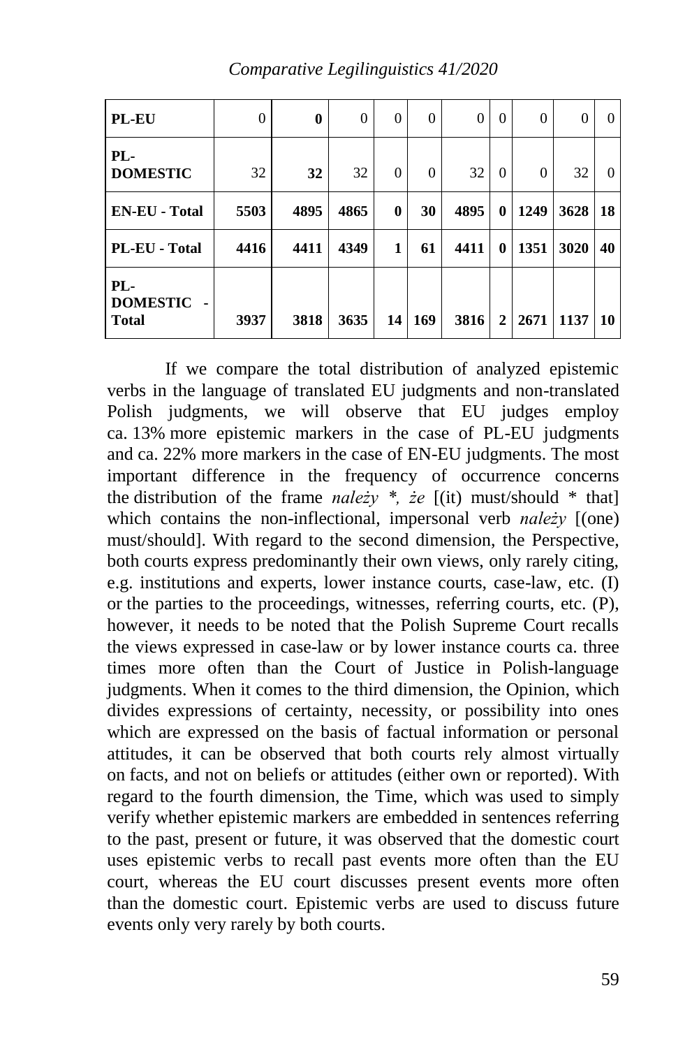| PL-EU | 0 | **0** | 0 | 0 | 0 | 0 | 0 | 0 | 0 | 0 |
|---|---|---|---|---|---|---|---|---|---|---|
| **PL-DOMESTIC** | 32 | **32** | 32 | 0 | 0 | 32 | 0 | 0 | 32 | 0 |
| **EN-EU - Total** | **5503** | **4895** | **4865** | **0** | **30** | **4895** | **0** | **1249** | **3628** | **18** |
| **PL-EU - Total** | **4416** | **4411** | **4349** | **1** | **61** | **4411** | **0** | **1351** | **3020** | **40** |
| **PL-DOMESTIC - Total** | **3937** | **3818** | **3635** | **14** | **169** | **3816** | **2** | **2671** | **1137** | **10** |

If we compare the total distribution of analyzed epistemic verbs in the language of translated EU judgments and non-translated Polish judgments, we will observe that EU judges employ ca. 13% more epistemic markers in the case of PL-EU judgments and ca. 22% more markers in the case of EN-EU judgments. The most important difference in the frequency of occurrence concerns the distribution of the frame *należy *, że* [(it) must/should * that] which contains the non-inflectional, impersonal verb *należy* [(one) must/should]. With regard to the second dimension, the Perspective, both courts express predominantly their own views, only rarely citing, e.g. institutions and experts, lower instance courts, case-law, etc. (I) or the parties to the proceedings, witnesses, referring courts, etc. (P), however, it needs to be noted that the Polish Supreme Court recalls the views expressed in case-law or by lower instance courts ca. three times more often than the Court of Justice in Polish-language judgments. When it comes to the third dimension, the Opinion, which divides expressions of certainty, necessity, or possibility into ones which are expressed on the basis of factual information or personal attitudes, it can be observed that both courts rely almost virtually on facts, and not on beliefs or attitudes (either own or reported). With regard to the fourth dimension, the Time, which was used to simply verify whether epistemic markers are embedded in sentences referring to the past, present or future, it was observed that the domestic court uses epistemic verbs to recall past events more often than the EU court, whereas the EU court discusses present events more often than the domestic court. Epistemic verbs are used to discuss future events only very rarely by both courts.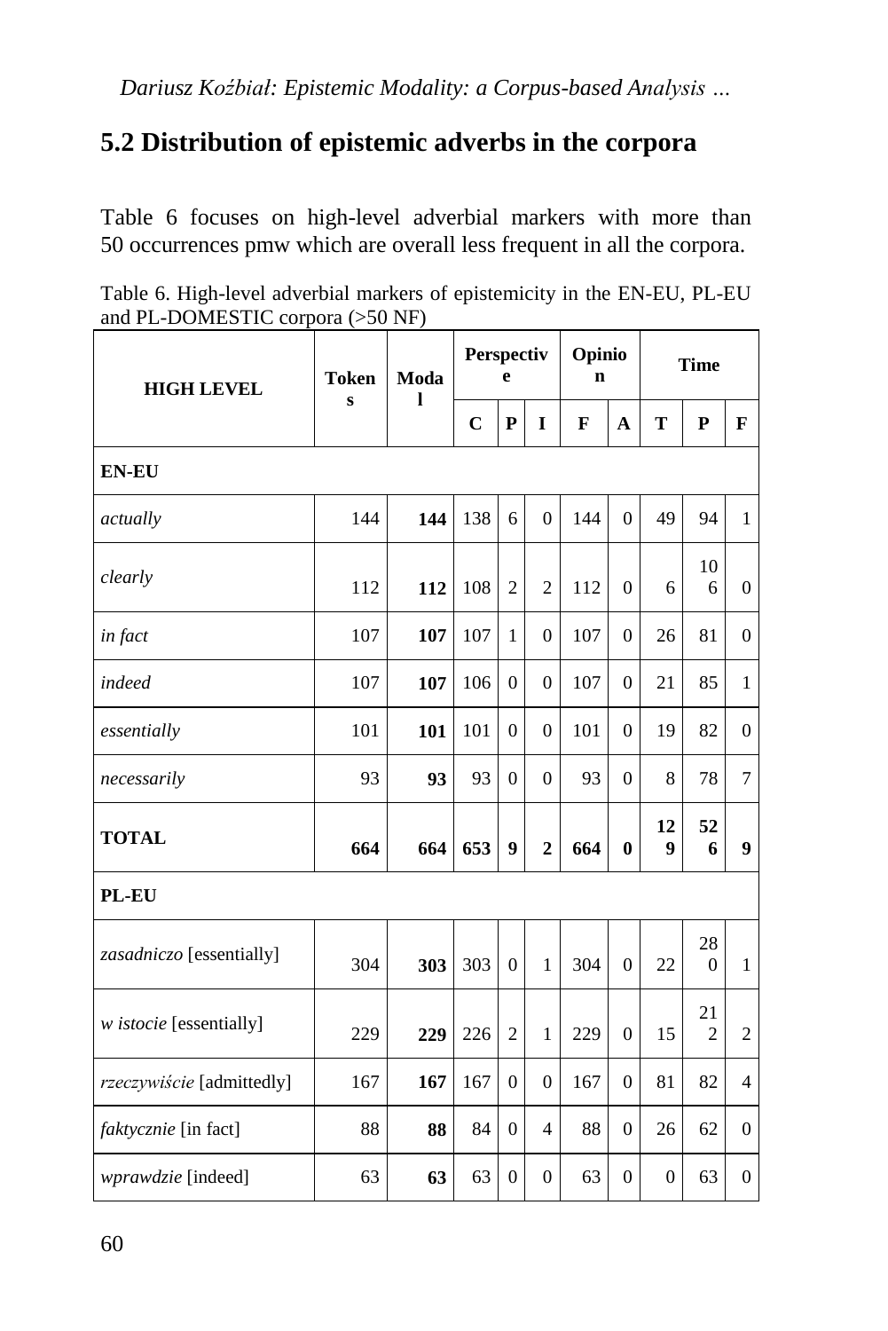## 5.2 Distribution of epistemic adverbs in the corpora

Table 6 focuses on high-level adverbial markers with more than 50 occurrences pmw which are overall less frequent in all the corpora.

Table 6. High-level adverbial markers of epistemicity in the EN-EU, PL-EU and PL-DOMESTIC corpora (>50 NF)

| HIGH LEVEL | Tokens | Modal | Perspective | | | Opinion | | Time | | |
|---|---|---|---|---|---|---|---|---|---|---|
| | | | C | P | I | F | A | T | P | F |
| **EN-EU** | | | | | | | | | | |
| *actually* | 144 | **144** | 138 | 6 | 0 | 144 | 0 | 49 | 94 | 1 |
| *clearly* | 112 | **112** | 108 | 2 | 2 | 112 | 0 | 6 | 106 | 0 |
| *in fact* | 107 | **107** | 107 | 1 | 0 | 107 | 0 | 26 | 81 | 0 |
| *indeed* | 107 | **107** | 106 | 0 | 0 | 107 | 0 | 21 | 85 | 1 |
| *essentially* | 101 | **101** | 101 | 0 | 0 | 101 | 0 | 19 | 82 | 0 |
| *necessarily* | 93 | **93** | 93 | 0 | 0 | 93 | 0 | 8 | 78 | 7 |
| **TOTAL** | **664** | **664** | **653** | **9** | **2** | **664** | **0** | **129** | **526** | **9** |
| **PL-EU** | | | | | | | | | | |
| *zasadniczo* [essentially] | 304 | **303** | 303 | 0 | 1 | 304 | 0 | 22 | 280 | 1 |
| *w istocie* [essentially] | 229 | **229** | 226 | 2 | 1 | 229 | 0 | 15 | 212 | 2 |
| *rzeczywiście* [admittedly] | 167 | **167** | 167 | 0 | 0 | 167 | 0 | 81 | 82 | 4 |
| *faktycznie* [in fact] | 88 | **88** | 84 | 0 | 4 | 88 | 0 | 26 | 62 | 0 |
| *wprawdzie* [indeed] | 63 | **63** | 63 | 0 | 0 | 63 | 0 | 0 | 63 | 0 |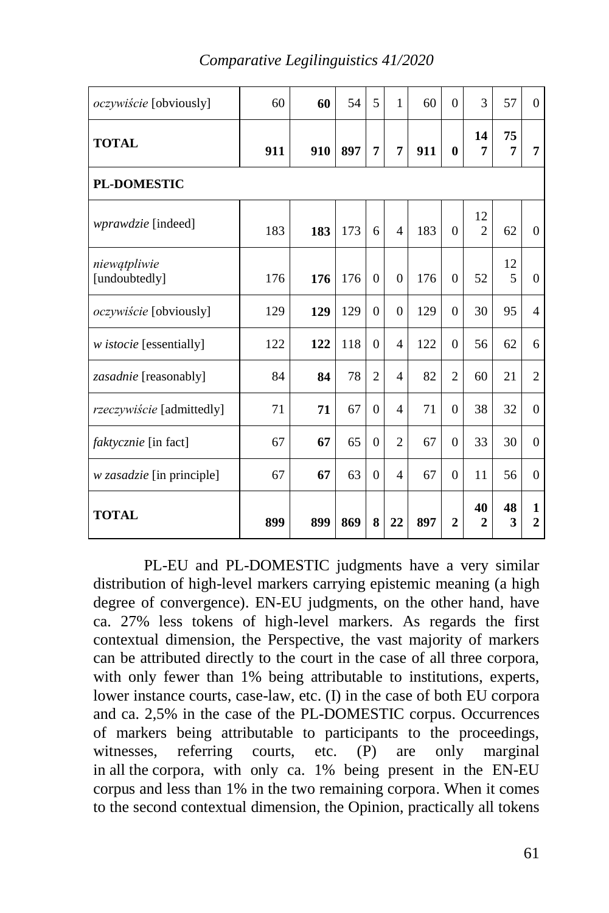| | | | | | | | | | | |
|---|---|---|---|---|---|---|---|---|---|---|
| *oczywiście* [obviously] | 60 | **60** | 54 | 5 | 1 | 60 | 0 | 3 | 57 | 0 |
| **TOTAL** | **911** | **910** | **897** | **7** | **7** | **911** | **0** | **147** | **757** | **7** |
| **PL-DOMESTIC** | | | | | | | | | | |
| *wprawdzie* [indeed] | 183 | **183** | 173 | 6 | 4 | 183 | 0 | 122 | 62 | 0 |
| *niewątpliwie* [undoubtedly] | 176 | **176** | 176 | 0 | 0 | 176 | 0 | 52 | 125 | 0 |
| *oczywiście* [obviously] | 129 | **129** | 129 | 0 | 0 | 129 | 0 | 30 | 95 | 4 |
| *w istocie* [essentially] | 122 | **122** | 118 | 0 | 4 | 122 | 0 | 56 | 62 | 6 |
| *zasadnie* [reasonably] | 84 | **84** | 78 | 2 | 4 | 82 | 2 | 60 | 21 | 2 |
| *rzeczywiście* [admittedly] | 71 | **71** | 67 | 0 | 4 | 71 | 0 | 38 | 32 | 0 |
| *faktycznie* [in fact] | 67 | **67** | 65 | 0 | 2 | 67 | 0 | 33 | 30 | 0 |
| *w zasadzie* [in principle] | 67 | **67** | 63 | 0 | 4 | 67 | 0 | 11 | 56 | 0 |
| **TOTAL** | **899** | **899** | **869** | **8** | **22** | **897** | **2** | **402** | **483** | **12** |

PL-EU and PL-DOMESTIC judgments have a very similar distribution of high-level markers carrying epistemic meaning (a high degree of convergence). EN-EU judgments, on the other hand, have ca. 27% less tokens of high-level markers. As regards the first contextual dimension, the Perspective, the vast majority of markers can be attributed directly to the court in the case of all three corpora, with only fewer than 1% being attributable to institutions, experts, lower instance courts, case-law, etc. (I) in the case of both EU corpora and ca. 2,5% in the case of the PL-DOMESTIC corpus. Occurrences of markers being attributable to participants to the proceedings, witnesses, referring courts, etc. (P) are only marginal in all the corpora, with only ca. 1% being present in the EN-EU corpus and less than 1% in the two remaining corpora. When it comes to the second contextual dimension, the Opinion, practically all tokens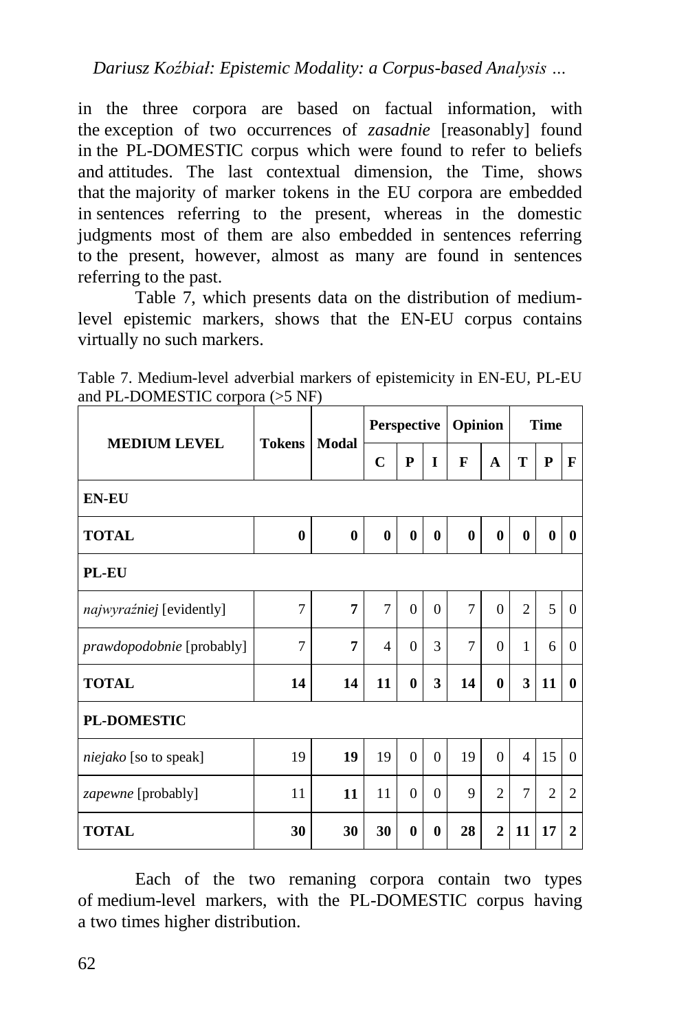in the three corpora are based on factual information, with the exception of two occurrences of *zasadnie* [reasonably] found in the PL-DOMESTIC corpus which were found to refer to beliefs and attitudes. The last contextual dimension, the Time, shows that the majority of marker tokens in the EU corpora are embedded in sentences referring to the present, whereas in the domestic judgments most of them are also embedded in sentences referring to the present, however, almost as many are found in sentences referring to the past.

Table 7, which presents data on the distribution of medium-level epistemic markers, shows that the EN-EU corpus contains virtually no such markers.

Table 7. Medium-level adverbial markers of epistemicity in EN-EU, PL-EU and PL-DOMESTIC corpora (>5 NF)

| MEDIUM LEVEL | Tokens | Modal | Perspective | | | Opinion | | Time | | |
|---|---|---|---|---|---|---|---|---|---|---|
| | | | C | P | I | F | A | T | P | F |
| **EN-EU** | | | | | | | | | | |
| **TOTAL** | **0** | **0** | **0** | **0** | **0** | **0** | **0** | **0** | **0** | **0** |
| **PL-EU** | | | | | | | | | | |
| *najwyraźniej* [evidently] | 7 | **7** | 7 | 0 | 0 | 7 | 0 | 2 | 5 | 0 |
| *prawdopodobnie* [probably] | 7 | **7** | 4 | 0 | 3 | 7 | 0 | 1 | 6 | 0 |
| **TOTAL** | **14** | **14** | **11** | **0** | **3** | **14** | **0** | **3** | **11** | **0** |
| **PL-DOMESTIC** | | | | | | | | | | |
| *niejako* [so to speak] | 19 | **19** | 19 | 0 | 0 | 19 | 0 | 4 | 15 | 0 |
| *zapewne* [probably] | 11 | **11** | 11 | 0 | 0 | 9 | 2 | 7 | 2 | 2 |
| **TOTAL** | **30** | **30** | **30** | **0** | **0** | **28** | **2** | **11** | **17** | **2** |

Each of the two remaning corpora contain two types of medium-level markers, with the PL-DOMESTIC corpus having a two times higher distribution.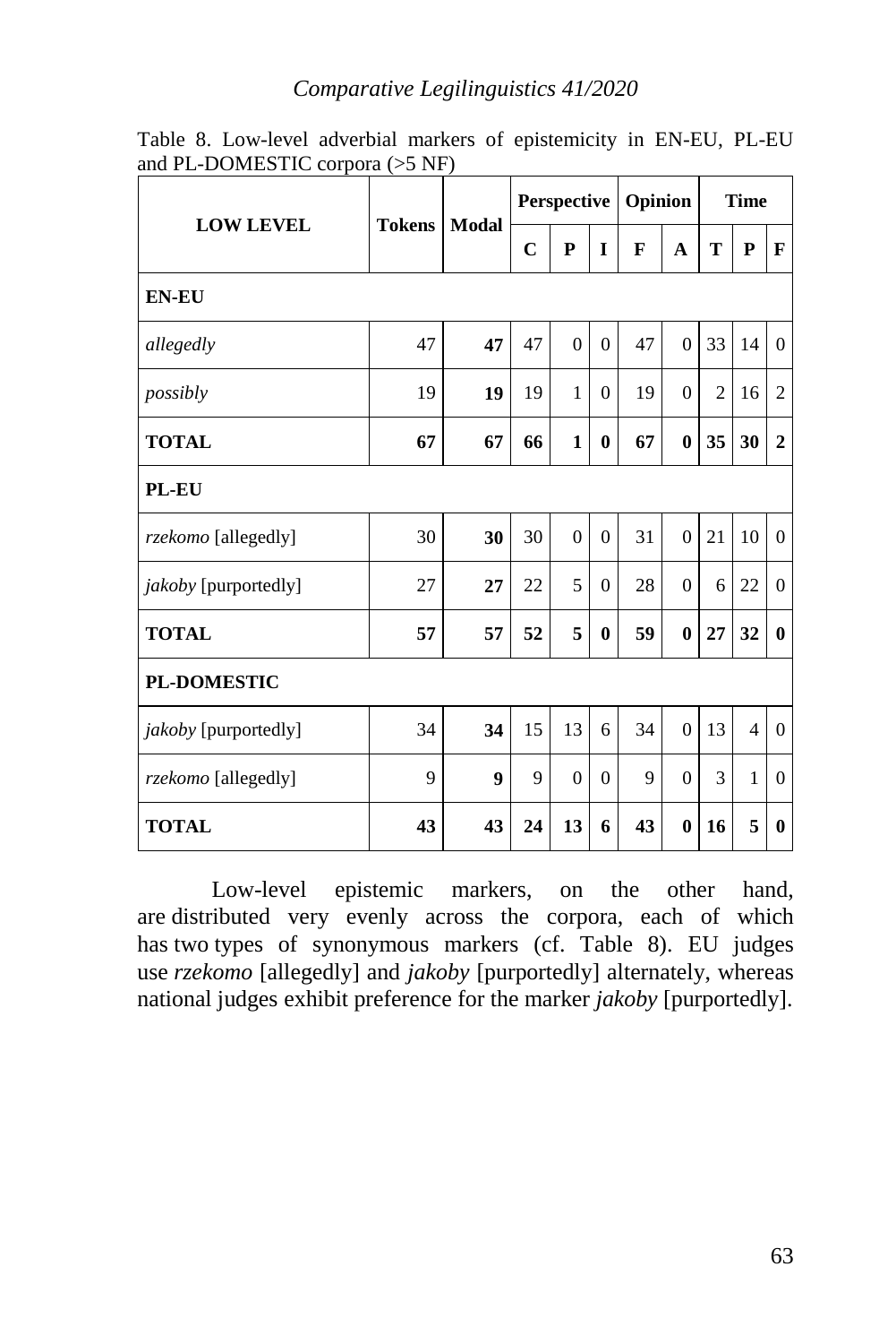Table 8. Low-level adverbial markers of epistemicity in EN-EU, PL-EU and PL-DOMESTIC corpora (>5 NF)

| LOW LEVEL | Tokens | Modal | Perspective | | | Opinion | | Time | | |
|---|---|---|---|---|---|---|---|---|---|---|
| | | | C | P | I | F | A | T | P | F |
| **EN-EU** | | | | | | | | | | |
| *allegedly* | 47 | **47** | 47 | 0 | 0 | 47 | 0 | 33 | 14 | 0 |
| *possibly* | 19 | **19** | 19 | 1 | 0 | 19 | 0 | 2 | 16 | 2 |
| **TOTAL** | **67** | **67** | **66** | **1** | **0** | **67** | **0** | **35** | **30** | **2** |
| **PL-EU** | | | | | | | | | | |
| *rzekomo* [allegedly] | 30 | **30** | 30 | 0 | 0 | 31 | 0 | 21 | 10 | 0 |
| *jakoby* [purportedly] | 27 | **27** | 22 | 5 | 0 | 28 | 0 | 6 | 22 | 0 |
| **TOTAL** | **57** | **57** | **52** | **5** | **0** | **59** | **0** | **27** | **32** | **0** |
| **PL-DOMESTIC** | | | | | | | | | | |
| *jakoby* [purportedly] | 34 | **34** | 15 | 13 | 6 | 34 | 0 | 13 | 4 | 0 |
| *rzekomo* [allegedly] | 9 | **9** | 9 | 0 | 0 | 9 | 0 | 3 | 1 | 0 |
| **TOTAL** | **43** | **43** | **24** | **13** | **6** | **43** | **0** | **16** | **5** | **0** |

Low-level epistemic markers, on the other hand, are distributed very evenly across the corpora, each of which has two types of synonymous markers (cf. Table 8). EU judges use *rzekomo* [allegedly] and *jakoby* [purportedly] alternately, whereas national judges exhibit preference for the marker *jakoby* [purportedly].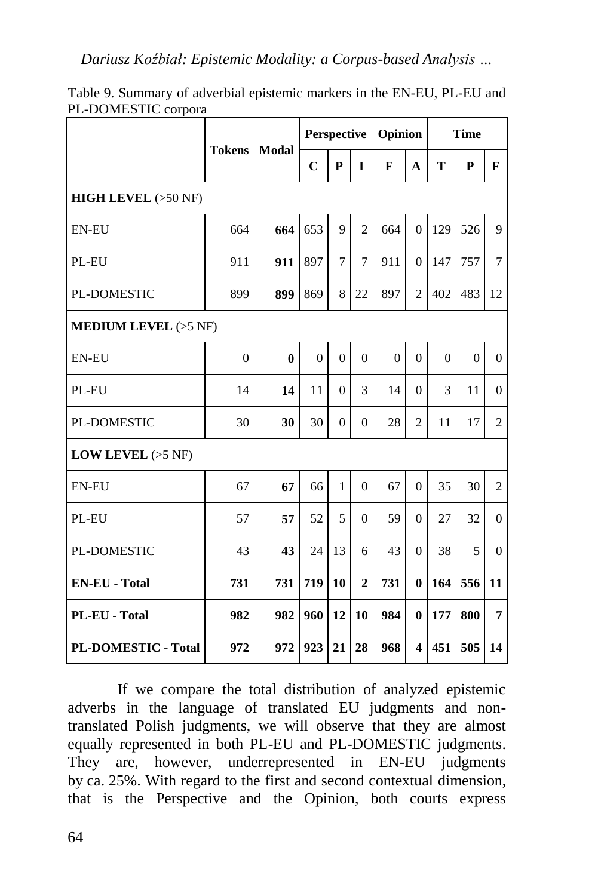Table 9. Summary of adverbial epistemic markers in the EN-EU, PL-EU and PL-DOMESTIC corpora

| | Tokens | Modal | Perspective | | | Opinion | | Time | | |
|---|---|---|---|---|---|---|---|---|---|---|
| | | | C | P | I | F | A | T | P | F |
| **HIGH LEVEL** (>50 NF) | | | | | | | | | | |
| EN-EU | 664 | **664** | 653 | 9 | 2 | 664 | 0 | 129 | 526 | 9 |
| PL-EU | 911 | **911** | 897 | 7 | 7 | 911 | 0 | 147 | 757 | 7 |
| PL-DOMESTIC | 899 | **899** | 869 | 8 | 22 | 897 | 2 | 402 | 483 | 12 |
| **MEDIUM LEVEL** (>5 NF) | | | | | | | | | | |
| EN-EU | 0 | **0** | 0 | 0 | 0 | 0 | 0 | 0 | 0 | 0 |
| PL-EU | 14 | **14** | 11 | 0 | 3 | 14 | 0 | 3 | 11 | 0 |
| PL-DOMESTIC | 30 | **30** | 30 | 0 | 0 | 28 | 2 | 11 | 17 | 2 |
| **LOW LEVEL** (>5 NF) | | | | | | | | | | |
| EN-EU | 67 | **67** | 66 | 1 | 0 | 67 | 0 | 35 | 30 | 2 |
| PL-EU | 57 | **57** | 52 | 5 | 0 | 59 | 0 | 27 | 32 | 0 |
| PL-DOMESTIC | 43 | **43** | 24 | 13 | 6 | 43 | 0 | 38 | 5 | 0 |
| **EN-EU - Total** | **731** | **731** | **719** | **10** | **2** | **731** | **0** | **164** | **556** | **11** |
| **PL-EU - Total** | **982** | **982** | **960** | **12** | **10** | **984** | **0** | **177** | **800** | **7** |
| **PL-DOMESTIC - Total** | **972** | **972** | **923** | **21** | **28** | **968** | **4** | **451** | **505** | **14** |

If we compare the total distribution of analyzed epistemic adverbs in the language of translated EU judgments and non-translated Polish judgments, we will observe that they are almost equally represented in both PL-EU and PL-DOMESTIC judgments. They are, however, underrepresented in EN-EU judgments by ca. 25%. With regard to the first and second contextual dimension, that is the Perspective and the Opinion, both courts express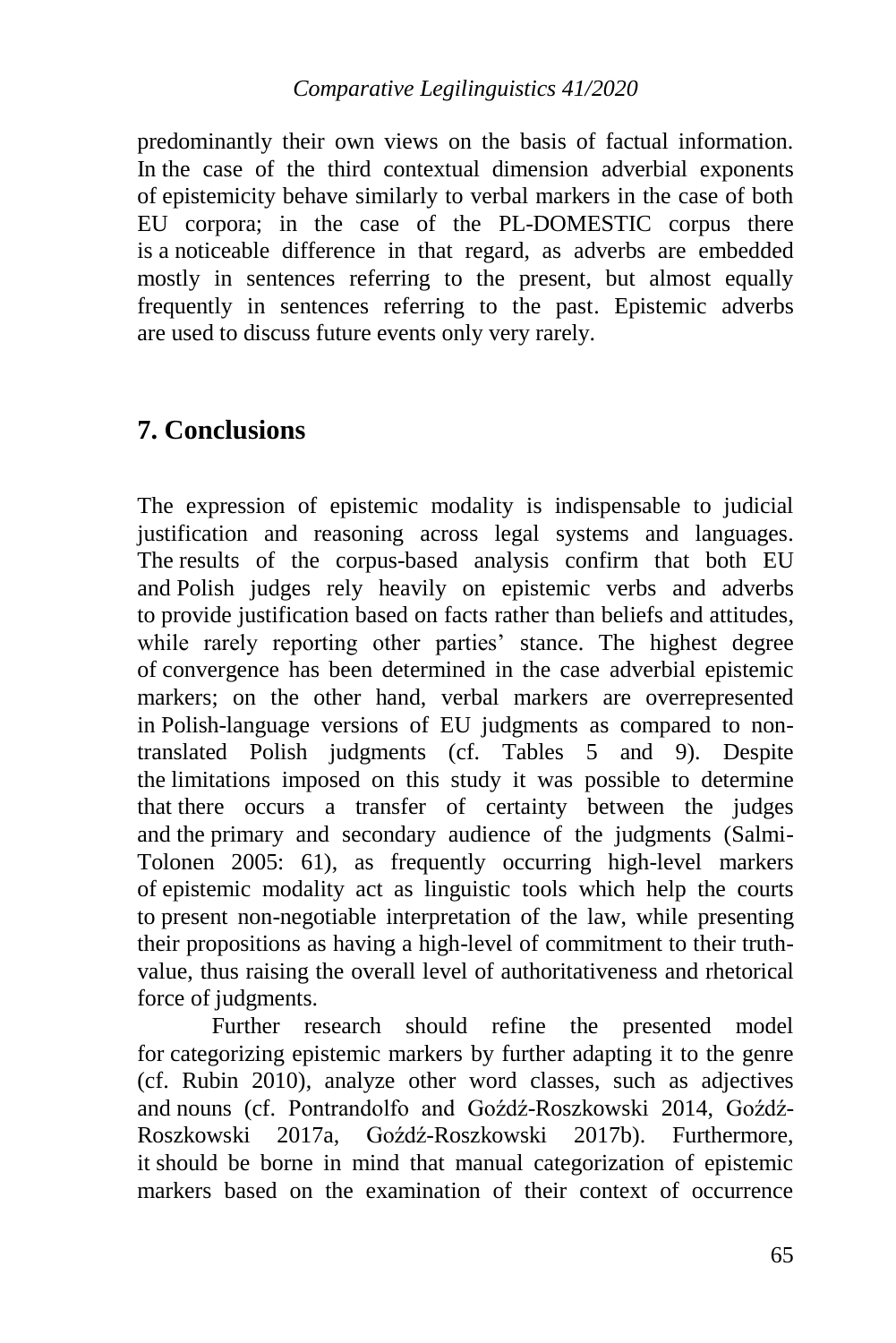predominantly their own views on the basis of factual information. In the case of the third contextual dimension adverbial exponents of epistemicity behave similarly to verbal markers in the case of both EU corpora; in the case of the PL-DOMESTIC corpus there is a noticeable difference in that regard, as adverbs are embedded mostly in sentences referring to the present, but almost equally frequently in sentences referring to the past. Epistemic adverbs are used to discuss future events only very rarely.

## 7. Conclusions

The expression of epistemic modality is indispensable to judicial justification and reasoning across legal systems and languages. The results of the corpus-based analysis confirm that both EU and Polish judges rely heavily on epistemic verbs and adverbs to provide justification based on facts rather than beliefs and attitudes, while rarely reporting other parties' stance. The highest degree of convergence has been determined in the case adverbial epistemic markers; on the other hand, verbal markers are overrepresented in Polish-language versions of EU judgments as compared to non-translated Polish judgments (cf. Tables 5 and 9). Despite the limitations imposed on this study it was possible to determine that there occurs a transfer of certainty between the judges and the primary and secondary audience of the judgments (Salmi-Tolonen 2005: 61), as frequently occurring high-level markers of epistemic modality act as linguistic tools which help the courts to present non-negotiable interpretation of the law, while presenting their propositions as having a high-level of commitment to their truth-value, thus raising the overall level of authoritativeness and rhetorical force of judgments.

Further research should refine the presented model for categorizing epistemic markers by further adapting it to the genre (cf. Rubin 2010), analyze other word classes, such as adjectives and nouns (cf. Pontrandolfo and Goźdź-Roszkowski 2014, Goźdź-Roszkowski 2017a, Goźdź-Roszkowski 2017b). Furthermore, it should be borne in mind that manual categorization of epistemic markers based on the examination of their context of occurrence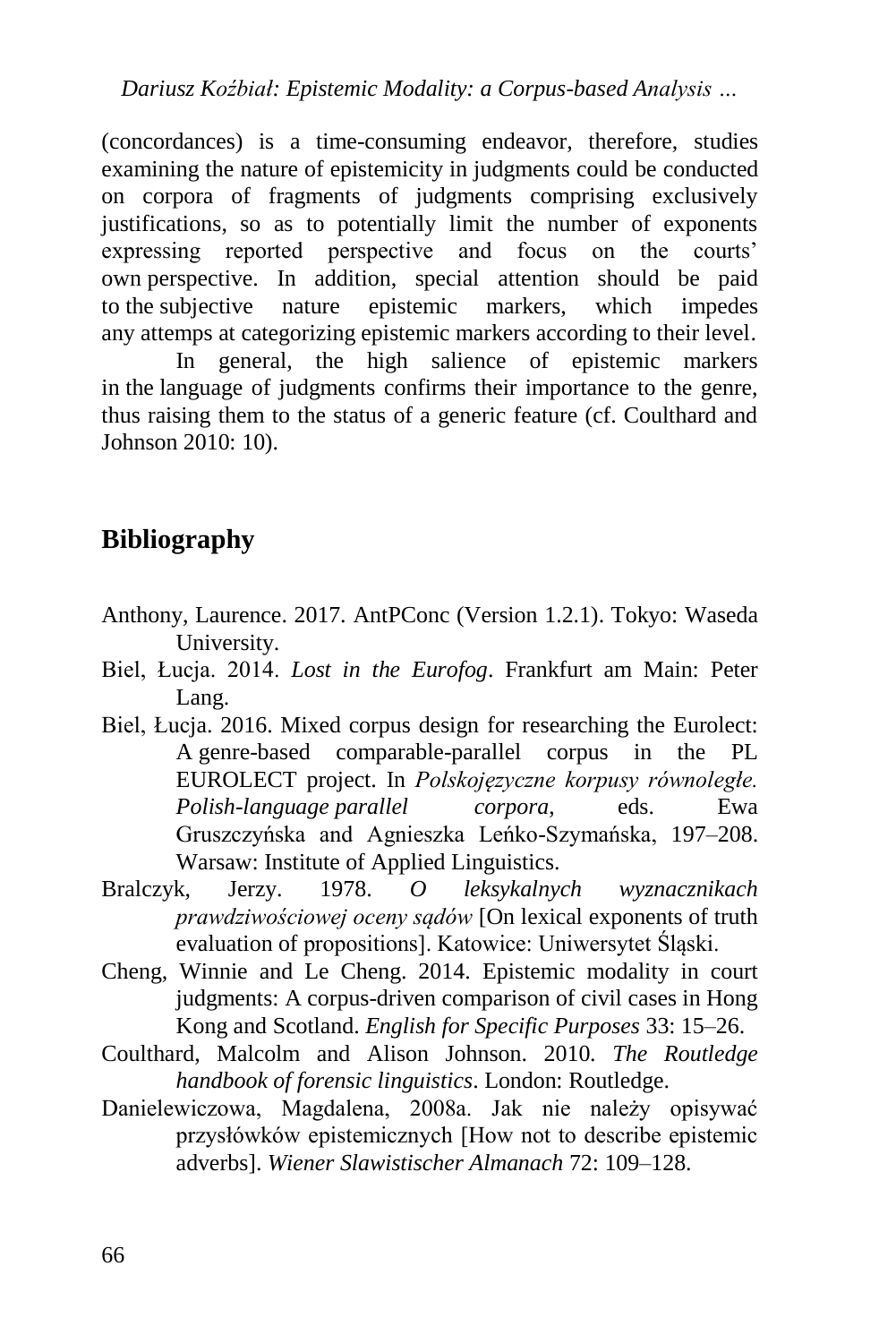(concordances) is a time-consuming endeavor, therefore, studies examining the nature of epistemicity in judgments could be conducted on corpora of fragments of judgments comprising exclusively justifications, so as to potentially limit the number of exponents expressing reported perspective and focus on the courts' own perspective. In addition, special attention should be paid to the subjective nature epistemic markers, which impedes any attemps at categorizing epistemic markers according to their level.

In general, the high salience of epistemic markers in the language of judgments confirms their importance to the genre, thus raising them to the status of a generic feature (cf. Coulthard and Johnson 2010: 10).

## Bibliography

Anthony, Laurence. 2017. AntPConc (Version 1.2.1). Tokyo: Waseda University.

Biel, Łucja. 2014. *Lost in the Eurofog*. Frankfurt am Main: Peter Lang.

Biel, Łucja. 2016. Mixed corpus design for researching the Eurolect: A genre-based comparable-parallel corpus in the PL EUROLECT project. In *Polskojęzyczne korpusy równoległe. Polish-language parallel corpora*, eds. Ewa Gruszczyńska and Agnieszka Leńko-Szymańska, 197–208. Warsaw: Institute of Applied Linguistics.

Bralczyk, Jerzy. 1978. *O leksykalnych wyznacznikach prawdziwościowej oceny sądów* [On lexical exponents of truth evaluation of propositions]. Katowice: Uniwersytet Śląski.

Cheng, Winnie and Le Cheng. 2014. Epistemic modality in court judgments: A corpus-driven comparison of civil cases in Hong Kong and Scotland. *English for Specific Purposes* 33: 15–26.

Coulthard, Malcolm and Alison Johnson. 2010. *The Routledge handbook of forensic linguistics*. London: Routledge.

Danielewiczowa, Magdalena, 2008a. Jak nie należy opisywać przysłówków epistemicznych [How not to describe epistemic adverbs]. *Wiener Slawistischer Almanach* 72: 109–128.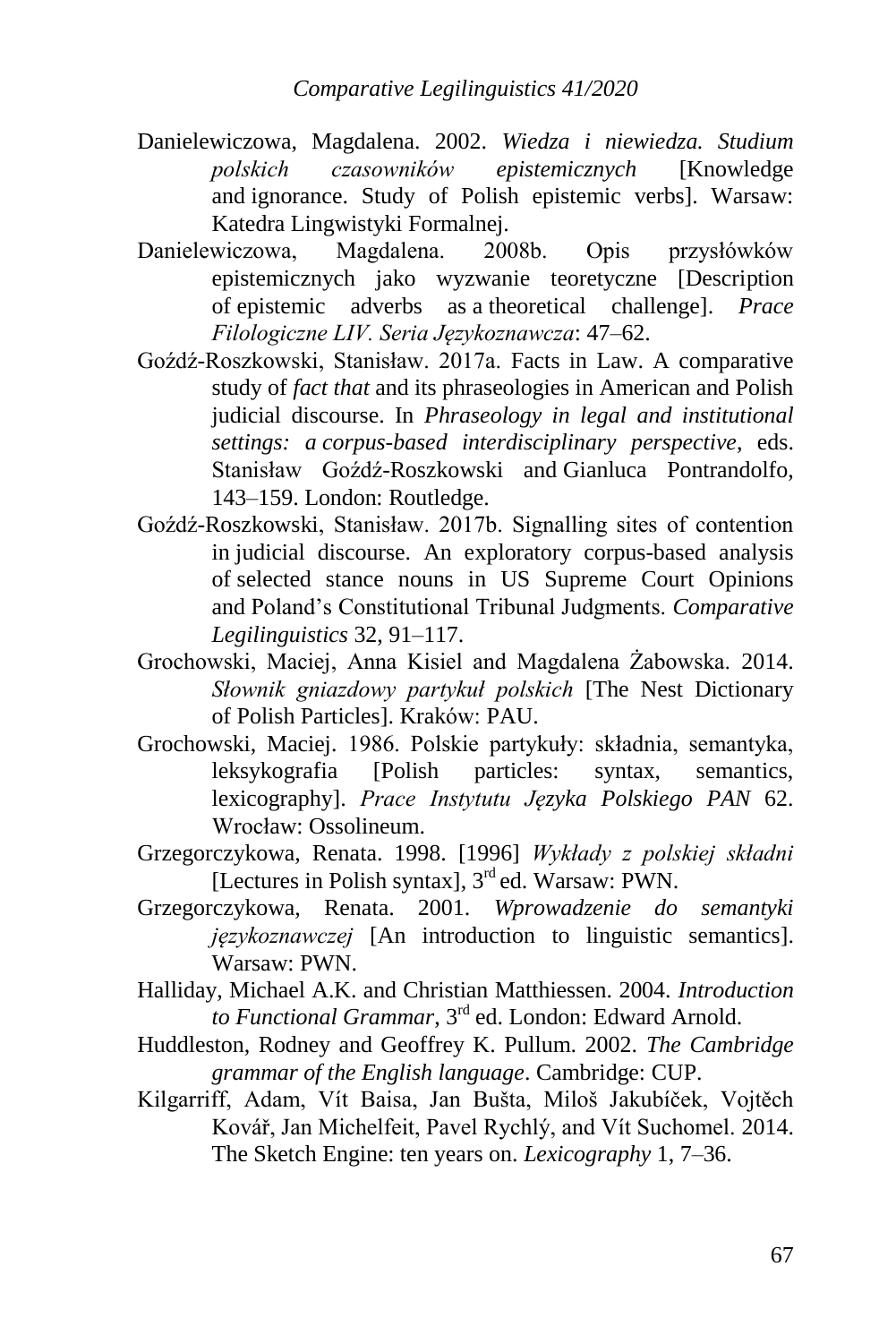Danielewiczowa, Magdalena. 2002. *Wiedza i niewiedza. Studium polskich czasowników epistemicznych* [Knowledge and ignorance. Study of Polish epistemic verbs]. Warsaw: Katedra Lingwistyki Formalnej.

Danielewiczowa, Magdalena. 2008b. Opis przysłówków epistemicznych jako wyzwanie teoretyczne [Description of epistemic adverbs as a theoretical challenge]. *Prace Filologiczne LIV. Seria Językoznawcza*: 47–62.

Goźdź-Roszkowski, Stanisław. 2017a. Facts in Law. A comparative study of *fact that* and its phraseologies in American and Polish judicial discourse. In *Phraseology in legal and institutional settings: a corpus-based interdisciplinary perspective*, eds. Stanisław Goźdź-Roszkowski and Gianluca Pontrandolfo, 143–159. London: Routledge.

Goźdź-Roszkowski, Stanisław. 2017b. Signalling sites of contention in judicial discourse. An exploratory corpus-based analysis of selected stance nouns in US Supreme Court Opinions and Poland's Constitutional Tribunal Judgments. *Comparative Legilinguistics* 32, 91–117.

Grochowski, Maciej, Anna Kisiel and Magdalena Żabowska. 2014. *Słownik gniazdowy partykuł polskich* [The Nest Dictionary of Polish Particles]. Kraków: PAU.

Grochowski, Maciej. 1986. Polskie partykuły: składnia, semantyka, leksykografia [Polish particles: syntax, semantics, lexicography]. *Prace Instytutu Języka Polskiego PAN* 62. Wrocław: Ossolineum.

Grzegorczykowa, Renata. 1998. [1996] *Wykłady z polskiej składni* [Lectures in Polish syntax], 3rd ed. Warsaw: PWN.

Grzegorczykowa, Renata. 2001. *Wprowadzenie do semantyki językoznawczej* [An introduction to linguistic semantics]. Warsaw: PWN.

Halliday, Michael A.K. and Christian Matthiessen. 2004. *Introduction to Functional Grammar*, 3rd ed. London: Edward Arnold.

Huddleston, Rodney and Geoffrey K. Pullum. 2002. *The Cambridge grammar of the English language*. Cambridge: CUP.

Kilgarriff, Adam, Vít Baisa, Jan Bušta, Miloš Jakubíček, Vojtěch Kovář, Jan Michelfeit, Pavel Rychlý, and Vít Suchomel. 2014. The Sketch Engine: ten years on. *Lexicography* 1, 7–36.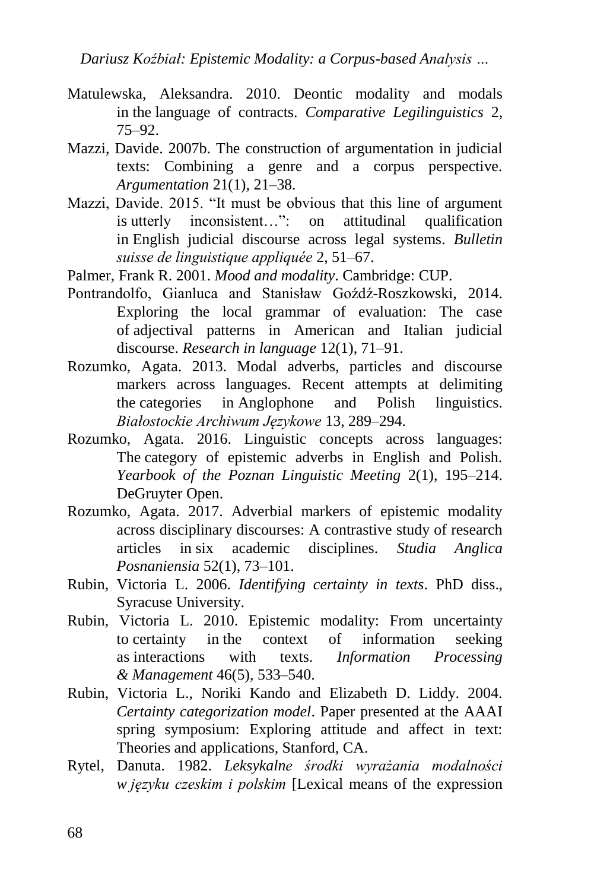Matulewska, Aleksandra. 2010. Deontic modality and modals in the language of contracts. *Comparative Legilinguistics* 2, 75–92.

Mazzi, Davide. 2007b. The construction of argumentation in judicial texts: Combining a genre and a corpus perspective. *Argumentation* 21(1), 21–38.

Mazzi, Davide. 2015. "It must be obvious that this line of argument is utterly inconsistent…": on attitudinal qualification in English judicial discourse across legal systems. *Bulletin suisse de linguistique appliquée* 2, 51–67.

Palmer, Frank R. 2001. *Mood and modality*. Cambridge: CUP.

Pontrandolfo, Gianluca and Stanisław Goźdź-Roszkowski, 2014. Exploring the local grammar of evaluation: The case of adjectival patterns in American and Italian judicial discourse. *Research in language* 12(1), 71–91.

Rozumko, Agata. 2013. Modal adverbs, particles and discourse markers across languages. Recent attempts at delimiting the categories in Anglophone and Polish linguistics. *Białostockie Archiwum Językowe* 13, 289–294.

Rozumko, Agata. 2016. Linguistic concepts across languages: The category of epistemic adverbs in English and Polish. *Yearbook of the Poznan Linguistic Meeting* 2(1), 195–214. DeGruyter Open.

Rozumko, Agata. 2017. Adverbial markers of epistemic modality across disciplinary discourses: A contrastive study of research articles in six academic disciplines. *Studia Anglica Posnaniensia* 52(1), 73–101.

Rubin, Victoria L. 2006. *Identifying certainty in texts*. PhD diss., Syracuse University.

Rubin, Victoria L. 2010. Epistemic modality: From uncertainty to certainty in the context of information seeking as interactions with texts. *Information Processing & Management* 46(5), 533–540.

Rubin, Victoria L., Noriki Kando and Elizabeth D. Liddy. 2004. *Certainty categorization model*. Paper presented at the AAAI spring symposium: Exploring attitude and affect in text: Theories and applications, Stanford, CA.

Rytel, Danuta. 1982. *Leksykalne środki wyrażania modalności w języku czeskim i polskim* [Lexical means of the expression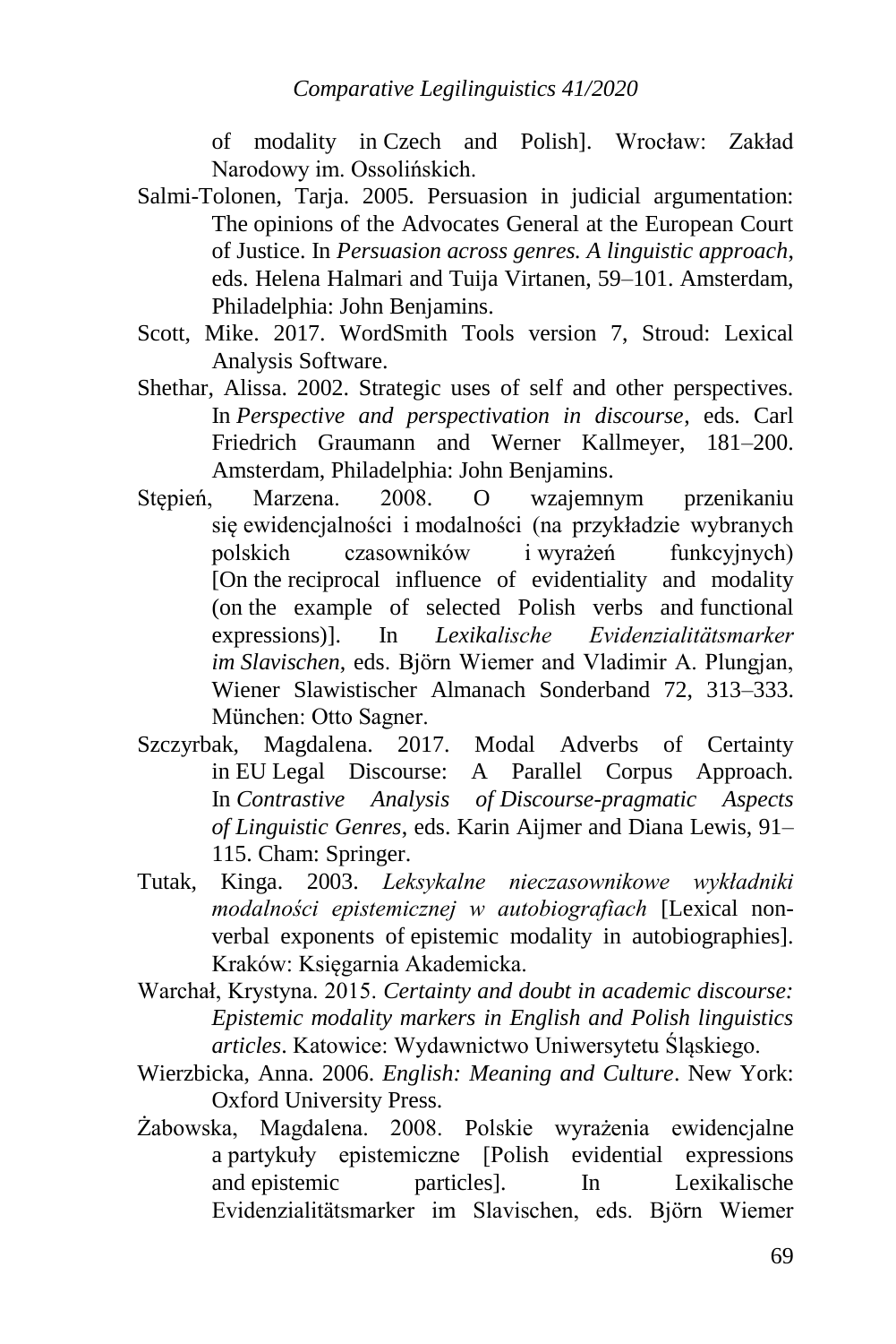of modality in Czech and Polish]. Wrocław: Zakład Narodowy im. Ossolińskich.

Salmi-Tolonen, Tarja. 2005. Persuasion in judicial argumentation: The opinions of the Advocates General at the European Court of Justice. In *Persuasion across genres. A linguistic approach*, eds. Helena Halmari and Tuija Virtanen, 59–101. Amsterdam, Philadelphia: John Benjamins.

Scott, Mike. 2017. WordSmith Tools version 7, Stroud: Lexical Analysis Software.

Shethar, Alissa. 2002. Strategic uses of self and other perspectives. In *Perspective and perspectivation in discourse*, eds. Carl Friedrich Graumann and Werner Kallmeyer, 181–200. Amsterdam, Philadelphia: John Benjamins.

Stępień, Marzena. 2008. O wzajemnym przenikaniu się ewidencjalności i modalności (na przykładzie wybranych polskich czasowników i wyrażeń funkcyjnych) [On the reciprocal influence of evidentiality and modality (on the example of selected Polish verbs and functional expressions)]. In *Lexikalische Evidenzialitätsmarker im Slavischen*, eds. Björn Wiemer and Vladimir A. Plungjan, Wiener Slawistischer Almanach Sonderband 72, 313–333. München: Otto Sagner.

Szczyrbak, Magdalena. 2017. Modal Adverbs of Certainty in EU Legal Discourse: A Parallel Corpus Approach. In *Contrastive Analysis of Discourse-pragmatic Aspects of Linguistic Genres*, eds. Karin Aijmer and Diana Lewis, 91–115. Cham: Springer.

Tutak, Kinga. 2003. *Leksykalne nieczasownikowe wykładniki modalności epistemicznej w autobiografiach* [Lexical non-verbal exponents of epistemic modality in autobiographies]. Kraków: Księgarnia Akademicka.

Warchał, Krystyna. 2015. *Certainty and doubt in academic discourse: Epistemic modality markers in English and Polish linguistics articles*. Katowice: Wydawnictwo Uniwersytetu Śląskiego.

Wierzbicka, Anna. 2006. *English: Meaning and Culture*. New York: Oxford University Press.

Żabowska, Magdalena. 2008. Polskie wyrażenia ewidencjalne a partykuły epistemiczne [Polish evidential expressions and epistemic particles]. In Lexikalische Evidenzialitätsmarker im Slavischen, eds. Björn Wiemer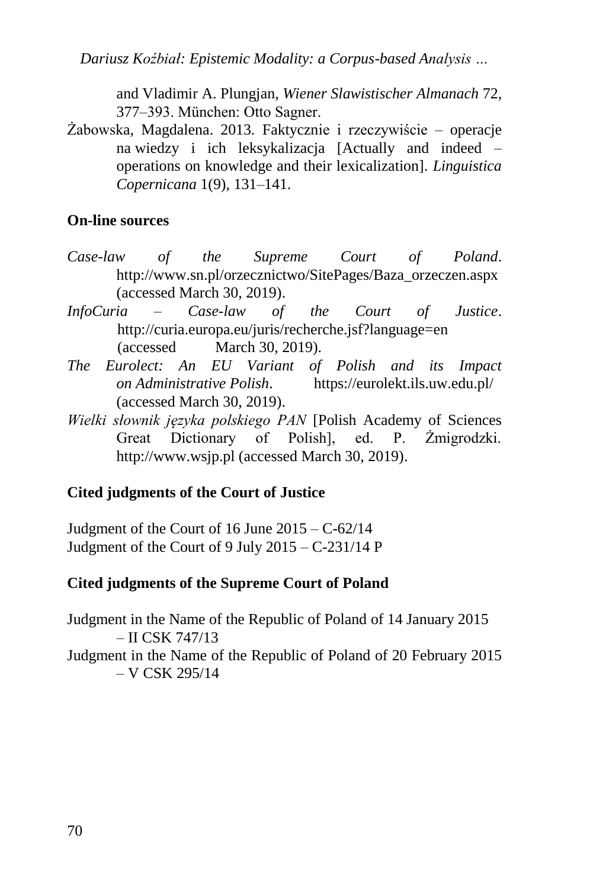and Vladimir A. Plungjan, *Wiener Slawistischer Almanach* 72, 377–393. München: Otto Sagner.

Żabowska, Magdalena. 2013. Faktycznie i rzeczywiście – operacje na wiedzy i ich leksykalizacja [Actually and indeed – operations on knowledge and their lexicalization]. *Linguistica Copernicana* 1(9), 131–141.

**On-line sources**

*Case-law of the Supreme Court of Poland*. http://www.sn.pl/orzecznictwo/SitePages/Baza_orzeczen.aspx (accessed March 30, 2019).

*InfoCuria – Case-law of the Court of Justice*. http://curia.europa.eu/juris/recherche.jsf?language=en (accessed March 30, 2019).

*The Eurolect: An EU Variant of Polish and its Impact on Administrative Polish*. https://eurolekt.ils.uw.edu.pl/ (accessed March 30, 2019).

*Wielki słownik języka polskiego PAN* [Polish Academy of Sciences Great Dictionary of Polish], ed. P. Żmigrodzki. http://www.wsjp.pl (accessed March 30, 2019).

**Cited judgments of the Court of Justice**

Judgment of the Court of 16 June 2015 – C-62/14
Judgment of the Court of 9 July 2015 – C-231/14 P

**Cited judgments of the Supreme Court of Poland**

Judgment in the Name of the Republic of Poland of 14 January 2015 – II CSK 747/13

Judgment in the Name of the Republic of Poland of 20 February 2015 – V CSK 295/14